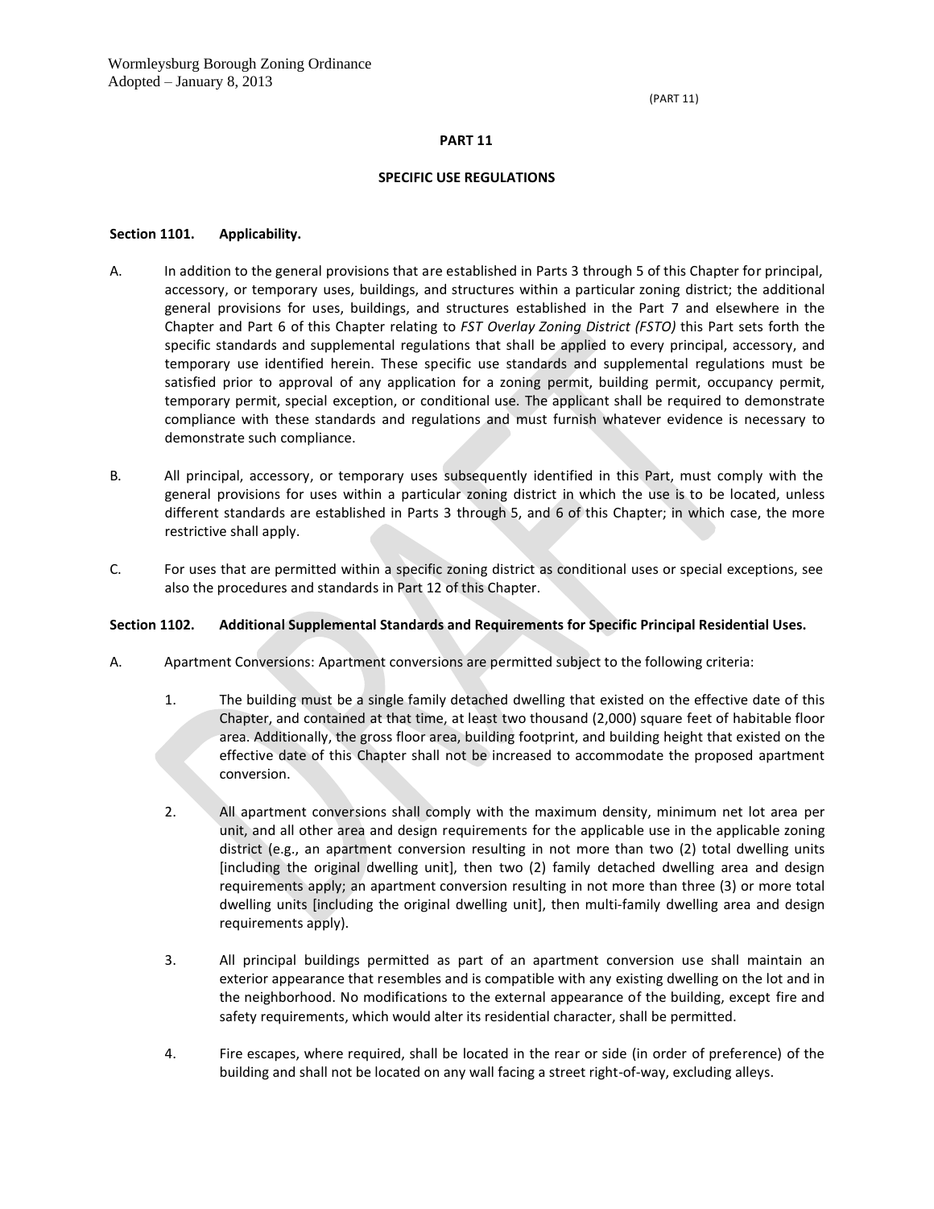# PART 11

## SPECIFIC USE REGULATIONS

### Section 1101. Applicability.

A. In addition to the general provisions that are established in Parts 3 through 5 of this Chapter for principal, accessory, or temporary uses, buildings, and structures within a particular zoning district; the additional general provisions for uses, buildings, and structures established in the Part 7 and elsewhere in the Chapter and Part 6 of this Chapter relating to *FST Overlay Zoning District (FSTO)* this Part sets forth the specific standards and supplemental regulations that shall be applied to every principal, accessory, and temporary use identified herein. These specific use standards and supplemental regulations must be satisfied prior to approval of any application for a zoning permit, building permit, occupancy permit, temporary permit, special exception, or conditional use. The applicant shall be required to demonstrate compliance with these standards and regulations and must furnish whatever evidence is necessary to demonstrate such compliance.

B. All principal, accessory, or temporary uses subsequently identified in this Part, must comply with the general provisions for uses within a particular zoning district in which the use is to be located, unless different standards are established in Parts 3 through 5, and 6 of this Chapter; in which case, the more restrictive shall apply.

C. For uses that are permitted within a specific zoning district as conditional uses or special exceptions, see also the procedures and standards in Part 12 of this Chapter.

### Section 1102. Additional Supplemental Standards and Requirements for Specific Principal Residential Uses.

A. Apartment Conversions: Apartment conversions are permitted subject to the following criteria:

1. The building must be a single family detached dwelling that existed on the effective date of this Chapter, and contained at that time, at least two thousand (2,000) square feet of habitable floor area. Additionally, the gross floor area, building footprint, and building height that existed on the effective date of this Chapter shall not be increased to accommodate the proposed apartment conversion.

2. All apartment conversions shall comply with the maximum density, minimum net lot area per unit, and all other area and design requirements for the applicable use in the applicable zoning district (e.g., an apartment conversion resulting in not more than two (2) total dwelling units [including the original dwelling unit], then two (2) family detached dwelling area and design requirements apply; an apartment conversion resulting in not more than three (3) or more total dwelling units [including the original dwelling unit], then multi-family dwelling area and design requirements apply).

3. All principal buildings permitted as part of an apartment conversion use shall maintain an exterior appearance that resembles and is compatible with any existing dwelling on the lot and in the neighborhood. No modifications to the external appearance of the building, except fire and safety requirements, which would alter its residential character, shall be permitted.

4. Fire escapes, where required, shall be located in the rear or side (in order of preference) of the building and shall not be located on any wall facing a street right-of-way, excluding alleys.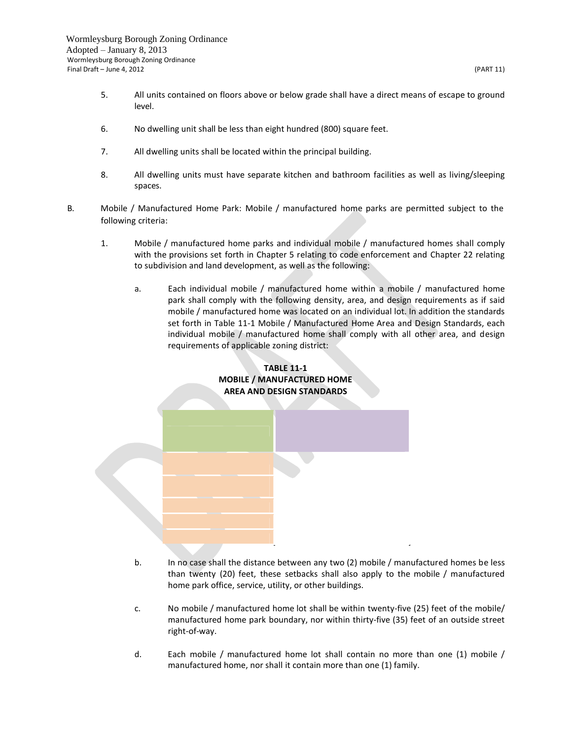5. All units contained on floors above or below grade shall have a direct means of escape to ground level.

6. No dwelling unit shall be less than eight hundred (800) square feet.

7. All dwelling units shall be located within the principal building.

8. All dwelling units must have separate kitchen and bathroom facilities as well as living/sleeping spaces.

B. Mobile / Manufactured Home Park: Mobile / manufactured home parks are permitted subject to the following criteria:

1. Mobile / manufactured home parks and individual mobile / manufactured homes shall comply with the provisions set forth in Chapter 5 relating to code enforcement and Chapter 22 relating to subdivision and land development, as well as the following:

   a. Each individual mobile / manufactured home within a mobile / manufactured home park shall comply with the following density, area, and design requirements as if said mobile / manufactured home was located on an individual lot. In addition the standards set forth in Table 11-1 Mobile / Manufactured Home Area and Design Standards, each individual mobile / manufactured home shall comply with all other area, and design requirements of applicable zoning district:

**TABLE 11-1**
**MOBILE / MANUFACTURED HOME**
**AREA AND DESIGN STANDARDS**

|  |  |
|---|---|
|  |  |
|  |  |
|  |  |
|  |  |
|  |  |

   b. In no case shall the distance between any two (2) mobile / manufactured homes be less than twenty (20) feet, these setbacks shall also apply to the mobile / manufactured home park office, service, utility, or other buildings.

   c. No mobile / manufactured home lot shall be within twenty-five (25) feet of the mobile/ manufactured home park boundary, nor within thirty-five (35) feet of an outside street right-of-way.

   d. Each mobile / manufactured home lot shall contain no more than one (1) mobile / manufactured home, nor shall it contain more than one (1) family.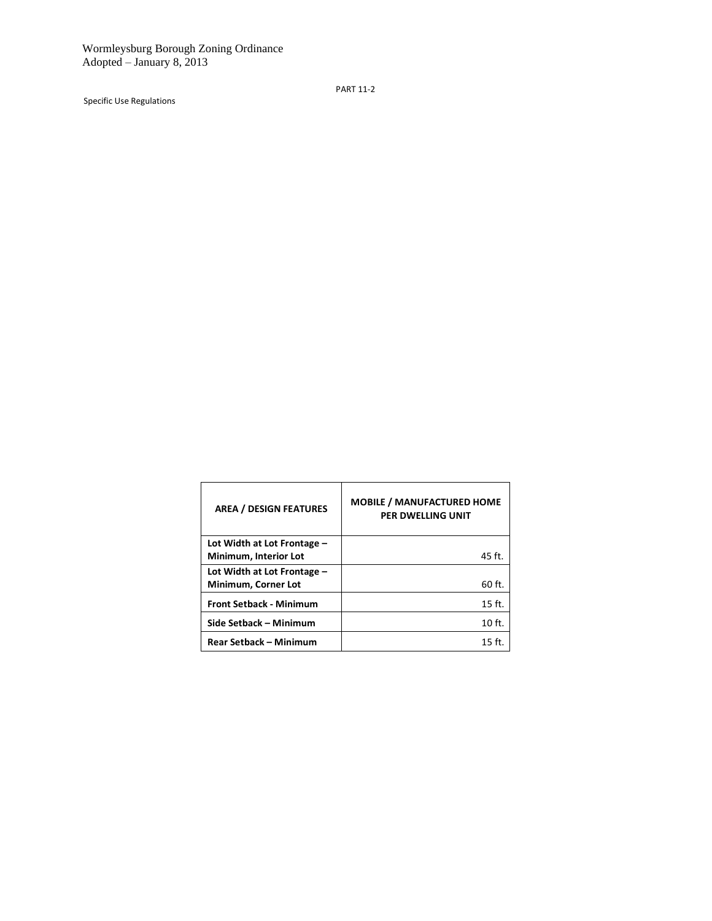| AREA / DESIGN FEATURES | MOBILE / MANUFACTURED HOME PER DWELLING UNIT |
|---|---|
| **Lot Width at Lot Frontage – Minimum, Interior Lot** | 45 ft. |
| **Lot Width at Lot Frontage – Minimum, Corner Lot** | 60 ft. |
| **Front Setback - Minimum** | 15 ft. |
| **Side Setback – Minimum** | 10 ft. |
| **Rear Setback – Minimum** | 15 ft. |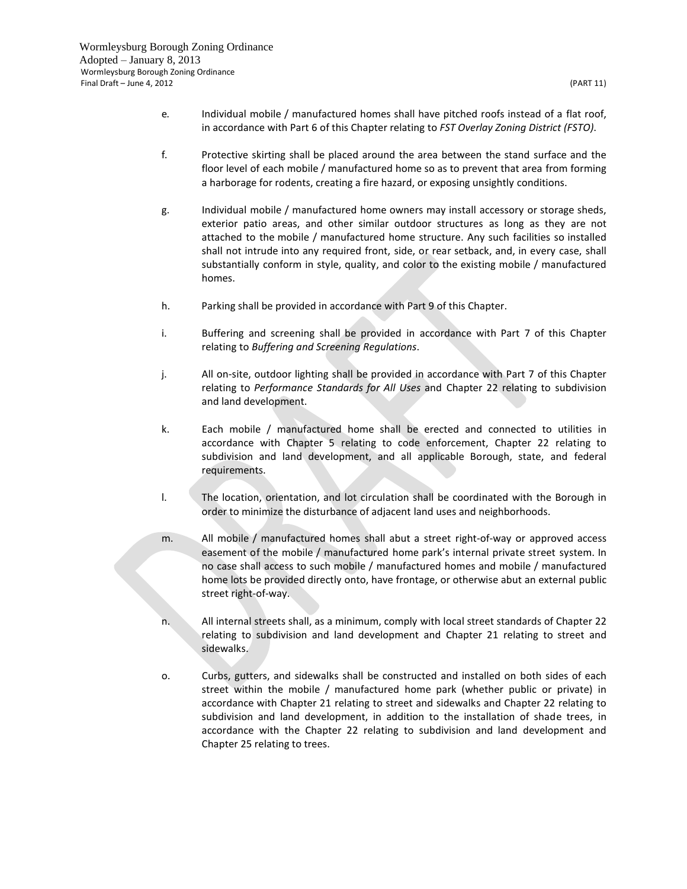e. Individual mobile / manufactured homes shall have pitched roofs instead of a flat roof, in accordance with Part 6 of this Chapter relating to *FST Overlay Zoning District (FSTO)*.

f. Protective skirting shall be placed around the area between the stand surface and the floor level of each mobile / manufactured home so as to prevent that area from forming a harborage for rodents, creating a fire hazard, or exposing unsightly conditions.

g. Individual mobile / manufactured home owners may install accessory or storage sheds, exterior patio areas, and other similar outdoor structures as long as they are not attached to the mobile / manufactured home structure. Any such facilities so installed shall not intrude into any required front, side, or rear setback, and, in every case, shall substantially conform in style, quality, and color to the existing mobile / manufactured homes.

h. Parking shall be provided in accordance with Part 9 of this Chapter.

i. Buffering and screening shall be provided in accordance with Part 7 of this Chapter relating to *Buffering and Screening Regulations*.

j. All on-site, outdoor lighting shall be provided in accordance with Part 7 of this Chapter relating to *Performance Standards for All Uses* and Chapter 22 relating to subdivision and land development.

k. Each mobile / manufactured home shall be erected and connected to utilities in accordance with Chapter 5 relating to code enforcement, Chapter 22 relating to subdivision and land development, and all applicable Borough, state, and federal requirements.

l. The location, orientation, and lot circulation shall be coordinated with the Borough in order to minimize the disturbance of adjacent land uses and neighborhoods.

m. All mobile / manufactured homes shall abut a street right-of-way or approved access easement of the mobile / manufactured home park's internal private street system. In no case shall access to such mobile / manufactured homes and mobile / manufactured home lots be provided directly onto, have frontage, or otherwise abut an external public street right-of-way.

n. All internal streets shall, as a minimum, comply with local street standards of Chapter 22 relating to subdivision and land development and Chapter 21 relating to street and sidewalks.

o. Curbs, gutters, and sidewalks shall be constructed and installed on both sides of each street within the mobile / manufactured home park (whether public or private) in accordance with Chapter 21 relating to street and sidewalks and Chapter 22 relating to subdivision and land development, in addition to the installation of shade trees, in accordance with the Chapter 22 relating to subdivision and land development and Chapter 25 relating to trees.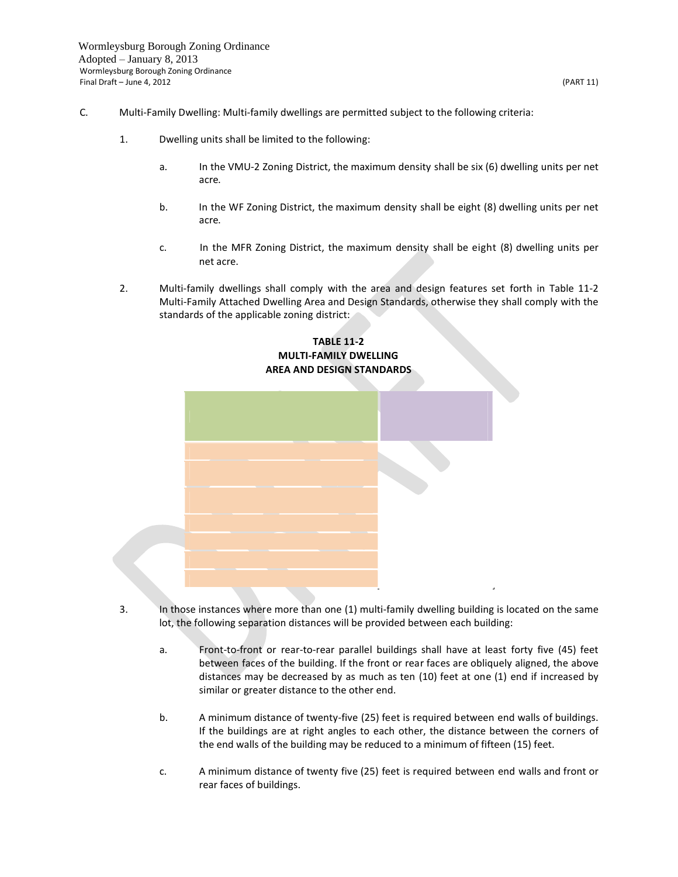C. Multi-Family Dwelling: Multi-family dwellings are permitted subject to the following criteria:

1. Dwelling units shall be limited to the following:

   a. In the VMU-2 Zoning District, the maximum density shall be six (6) dwelling units per net acre.

   b. In the WF Zoning District, the maximum density shall be eight (8) dwelling units per net acre.

   c. In the MFR Zoning District, the maximum density shall be eight (8) dwelling units per net acre.

2. Multi-family dwellings shall comply with the area and design features set forth in Table 11-2 Multi-Family Attached Dwelling Area and Design Standards, otherwise they shall comply with the standards of the applicable zoning district:

**TABLE 11-2**
**MULTI-FAMILY DWELLING**
**AREA AND DESIGN STANDARDS**

3. In those instances where more than one (1) multi-family dwelling building is located on the same lot, the following separation distances will be provided between each building:

   a. Front-to-front or rear-to-rear parallel buildings shall have at least forty five (45) feet between faces of the building. If the front or rear faces are obliquely aligned, the above distances may be decreased by as much as ten (10) feet at one (1) end if increased by similar or greater distance to the other end.

   b. A minimum distance of twenty-five (25) feet is required between end walls of buildings. If the buildings are at right angles to each other, the distance between the corners of the end walls of the building may be reduced to a minimum of fifteen (15) feet.

   c. A minimum distance of twenty five (25) feet is required between end walls and front or rear faces of buildings.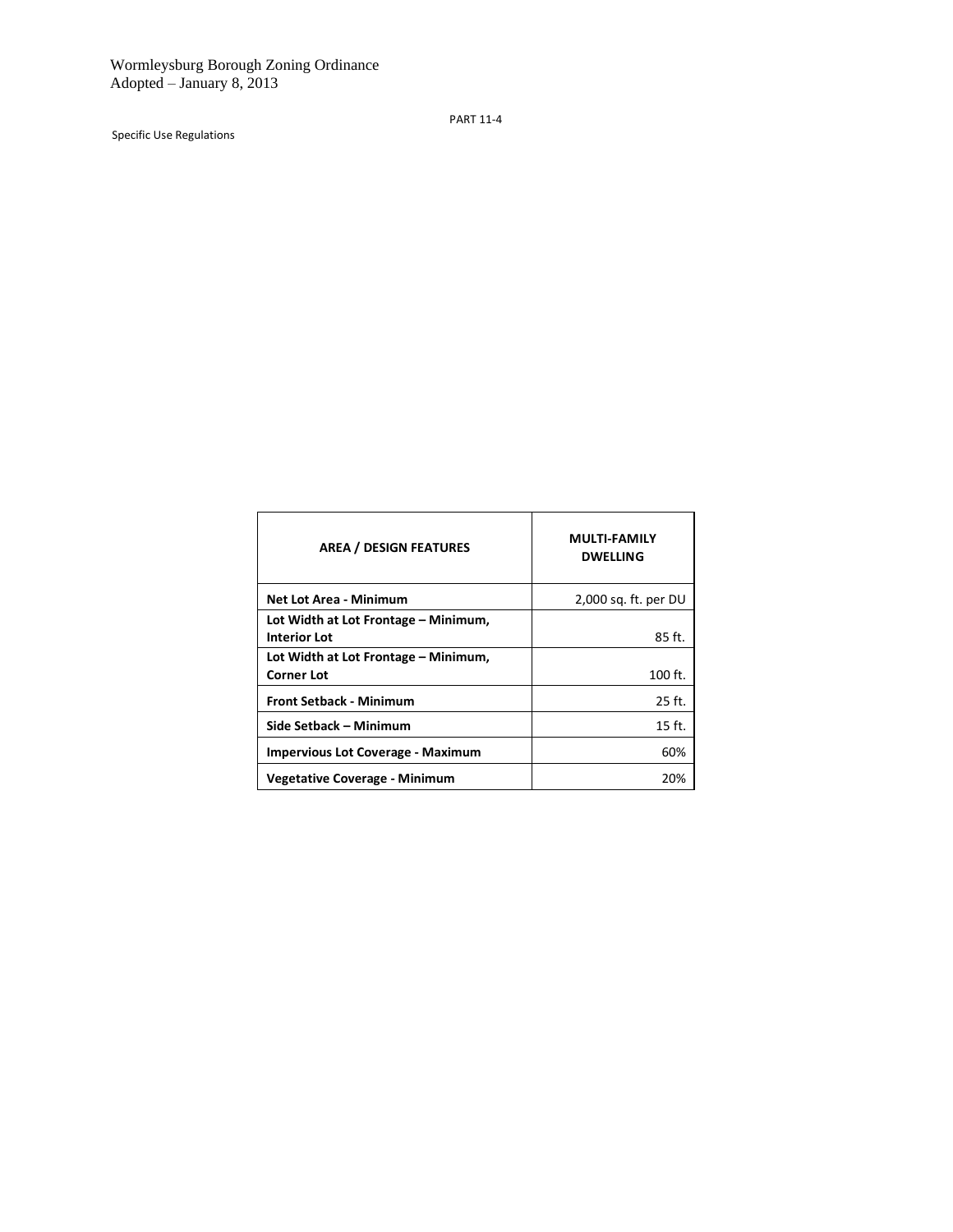| AREA / DESIGN FEATURES | MULTI-FAMILY DWELLING |
|---|---|
| **Net Lot Area - Minimum** | 2,000 sq. ft. per DU |
| **Lot Width at Lot Frontage – Minimum, Interior Lot** | 85 ft. |
| **Lot Width at Lot Frontage – Minimum, Corner Lot** | 100 ft. |
| **Front Setback - Minimum** | 25 ft. |
| **Side Setback – Minimum** | 15 ft. |
| **Impervious Lot Coverage - Maximum** | 60% |
| **Vegetative Coverage - Minimum** | 20% |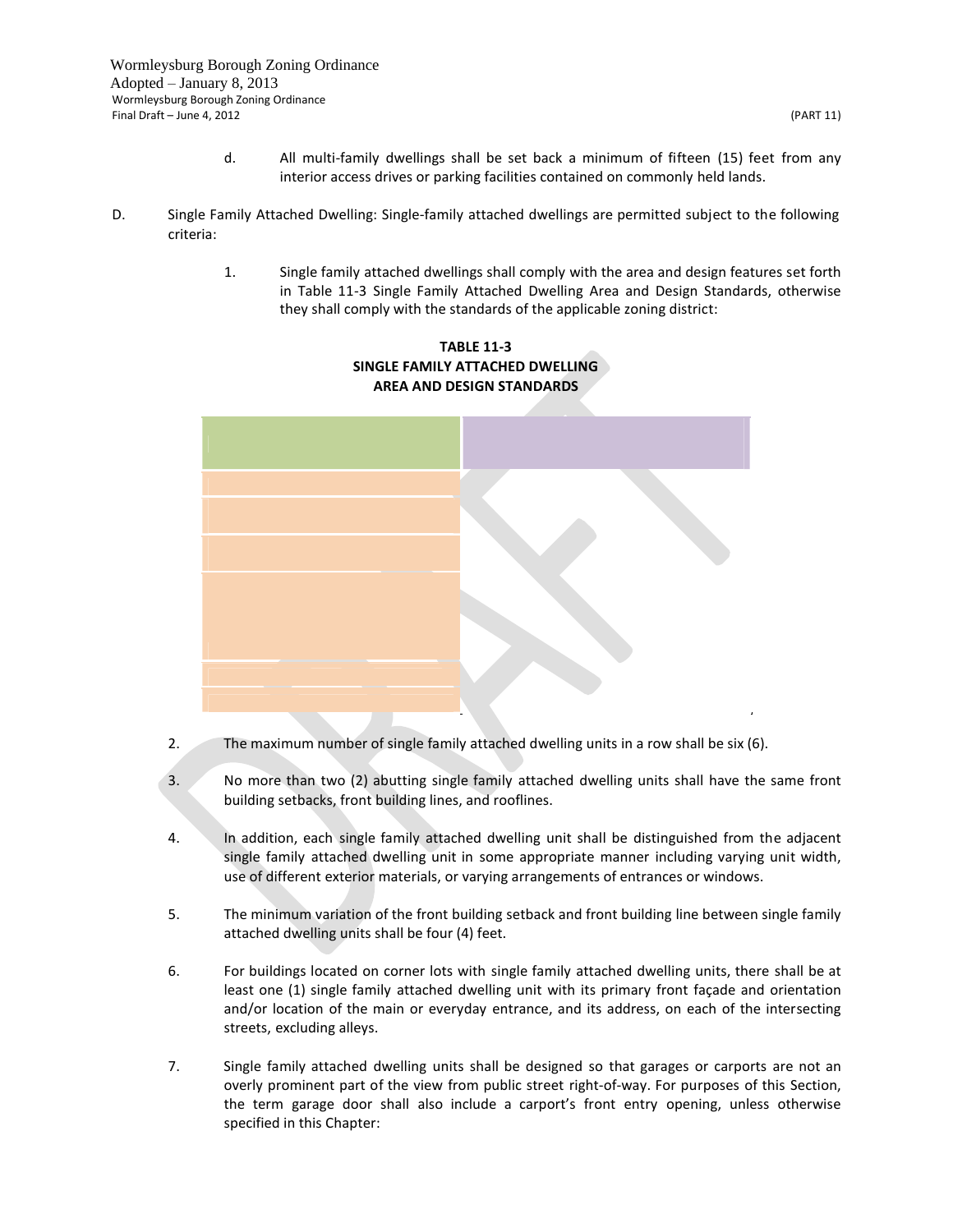d. All multi-family dwellings shall be set back a minimum of fifteen (15) feet from any interior access drives or parking facilities contained on commonly held lands.

D. Single Family Attached Dwelling: Single-family attached dwellings are permitted subject to the following criteria:

1. Single family attached dwellings shall comply with the area and design features set forth in Table 11-3 Single Family Attached Dwelling Area and Design Standards, otherwise they shall comply with the standards of the applicable zoning district:

**TABLE 11-3**
**SINGLE FAMILY ATTACHED DWELLING**
**AREA AND DESIGN STANDARDS**

2. The maximum number of single family attached dwelling units in a row shall be six (6).

3. No more than two (2) abutting single family attached dwelling units shall have the same front building setbacks, front building lines, and rooflines.

4. In addition, each single family attached dwelling unit shall be distinguished from the adjacent single family attached dwelling unit in some appropriate manner including varying unit width, use of different exterior materials, or varying arrangements of entrances or windows.

5. The minimum variation of the front building setback and front building line between single family attached dwelling units shall be four (4) feet.

6. For buildings located on corner lots with single family attached dwelling units, there shall be at least one (1) single family attached dwelling unit with its primary front façade and orientation and/or location of the main or everyday entrance, and its address, on each of the intersecting streets, excluding alleys.

7. Single family attached dwelling units shall be designed so that garages or carports are not an overly prominent part of the view from public street right-of-way. For purposes of this Section, the term garage door shall also include a carport's front entry opening, unless otherwise specified in this Chapter: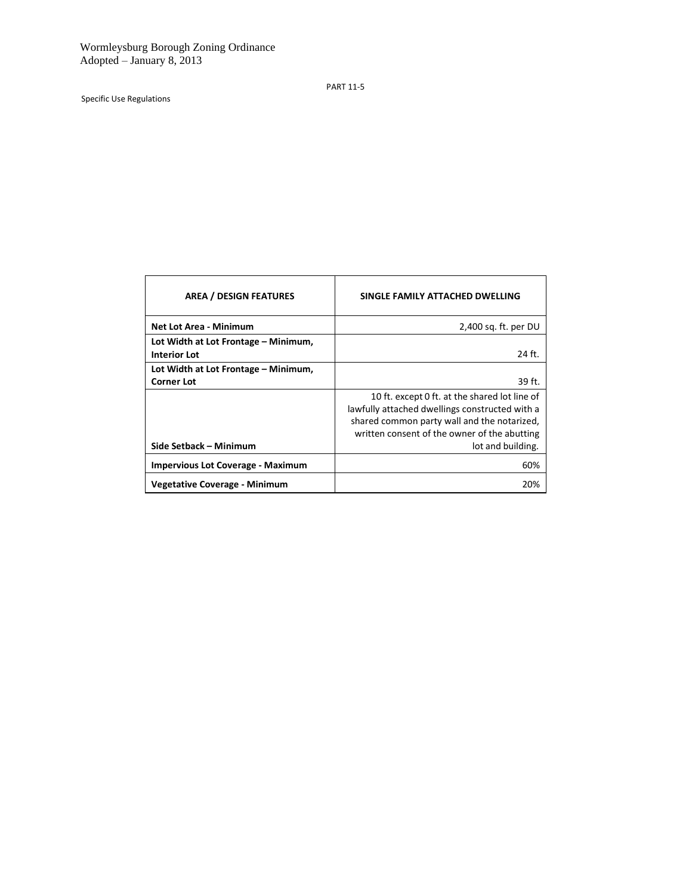PART 11-5

Specific Use Regulations

| AREA / DESIGN FEATURES | SINGLE FAMILY ATTACHED DWELLING |
|---|---|
| **Net Lot Area - Minimum** | 2,400 sq. ft. per DU |
| **Lot Width at Lot Frontage – Minimum, Interior Lot** | 24 ft. |
| **Lot Width at Lot Frontage – Minimum, Corner Lot** | 39 ft. |
| **Side Setback – Minimum** | 10 ft. except 0 ft. at the shared lot line of lawfully attached dwellings constructed with a shared common party wall and the notarized, written consent of the owner of the abutting lot and building. |
| **Impervious Lot Coverage - Maximum** | 60% |
| **Vegetative Coverage - Minimum** | 20% |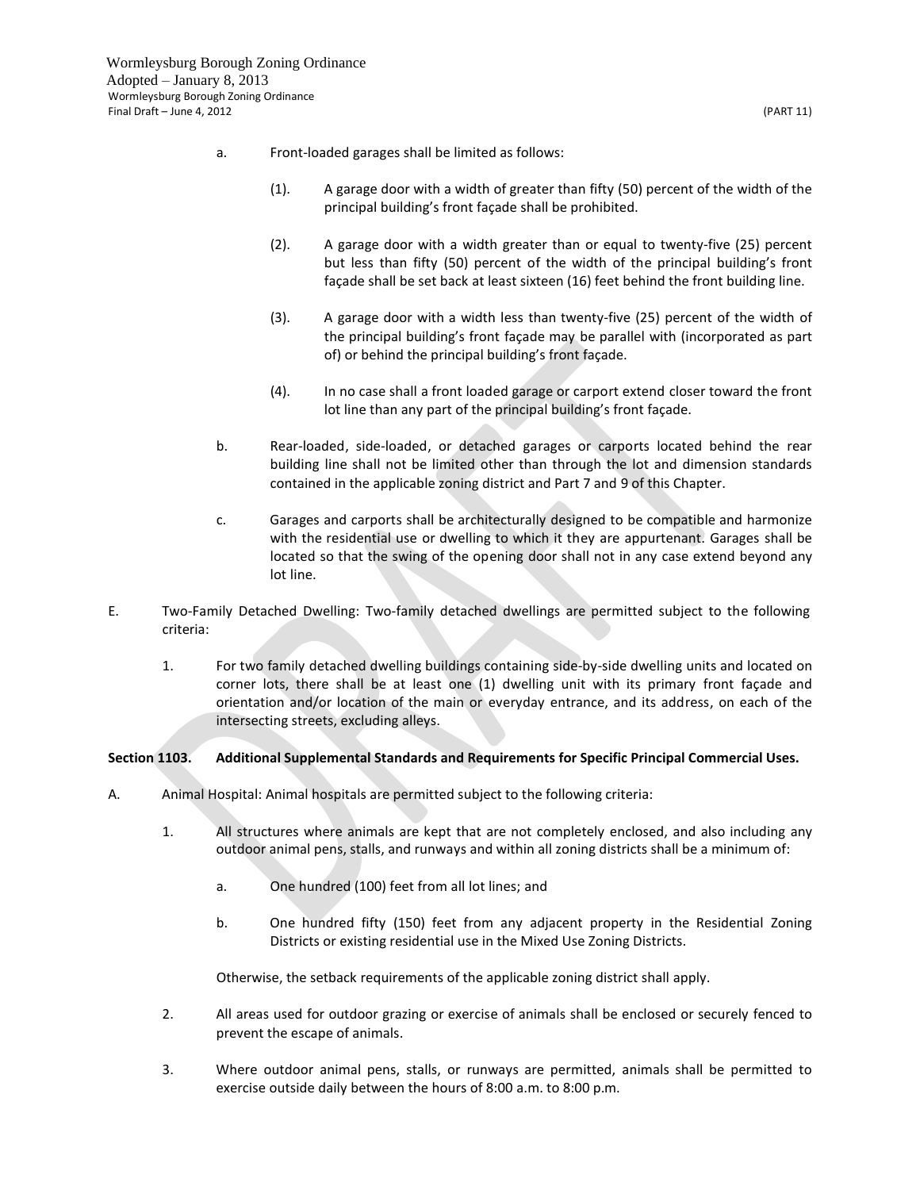a. Front-loaded garages shall be limited as follows:

(1). A garage door with a width of greater than fifty (50) percent of the width of the principal building's front façade shall be prohibited.

(2). A garage door with a width greater than or equal to twenty-five (25) percent but less than fifty (50) percent of the width of the principal building's front façade shall be set back at least sixteen (16) feet behind the front building line.

(3). A garage door with a width less than twenty-five (25) percent of the width of the principal building's front façade may be parallel with (incorporated as part of) or behind the principal building's front façade.

(4). In no case shall a front loaded garage or carport extend closer toward the front lot line than any part of the principal building's front façade.

b. Rear-loaded, side-loaded, or detached garages or carports located behind the rear building line shall not be limited other than through the lot and dimension standards contained in the applicable zoning district and Part 7 and 9 of this Chapter.

c. Garages and carports shall be architecturally designed to be compatible and harmonize with the residential use or dwelling to which it they are appurtenant. Garages shall be located so that the swing of the opening door shall not in any case extend beyond any lot line.

E. Two-Family Detached Dwelling: Two-family detached dwellings are permitted subject to the following criteria:

1. For two family detached dwelling buildings containing side-by-side dwelling units and located on corner lots, there shall be at least one (1) dwelling unit with its primary front façade and orientation and/or location of the main or everyday entrance, and its address, on each of the intersecting streets, excluding alleys.

**Section 1103. Additional Supplemental Standards and Requirements for Specific Principal Commercial Uses.**

A. Animal Hospital: Animal hospitals are permitted subject to the following criteria:

1. All structures where animals are kept that are not completely enclosed, and also including any outdoor animal pens, stalls, and runways and within all zoning districts shall be a minimum of:

   a. One hundred (100) feet from all lot lines; and

   b. One hundred fifty (150) feet from any adjacent property in the Residential Zoning Districts or existing residential use in the Mixed Use Zoning Districts.

   Otherwise, the setback requirements of the applicable zoning district shall apply.

2. All areas used for outdoor grazing or exercise of animals shall be enclosed or securely fenced to prevent the escape of animals.

3. Where outdoor animal pens, stalls, or runways are permitted, animals shall be permitted to exercise outside daily between the hours of 8:00 a.m. to 8:00 p.m.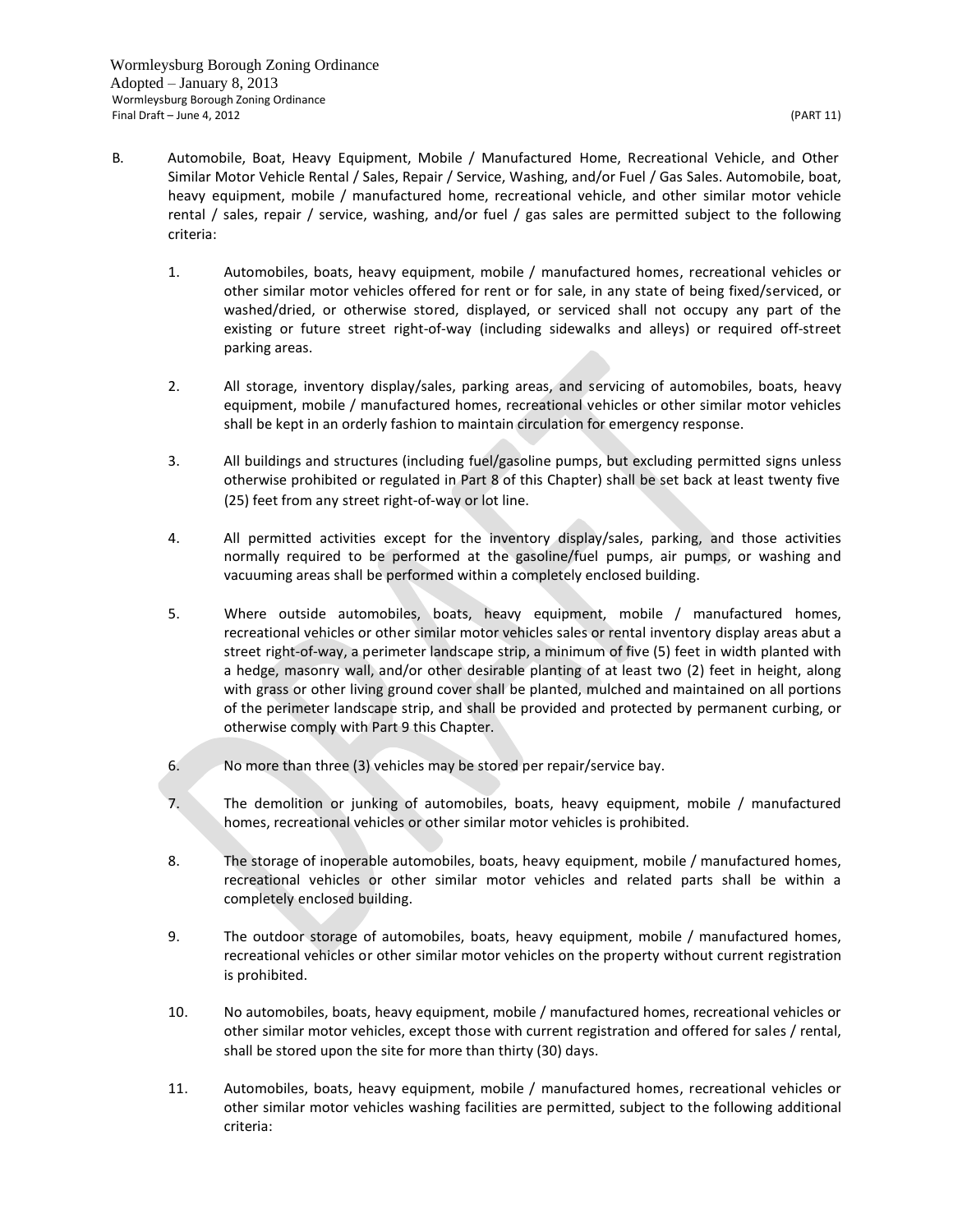B. Automobile, Boat, Heavy Equipment, Mobile / Manufactured Home, Recreational Vehicle, and Other Similar Motor Vehicle Rental / Sales, Repair / Service, Washing, and/or Fuel / Gas Sales. Automobile, boat, heavy equipment, mobile / manufactured home, recreational vehicle, and other similar motor vehicle rental / sales, repair / service, washing, and/or fuel / gas sales are permitted subject to the following criteria:

1. Automobiles, boats, heavy equipment, mobile / manufactured homes, recreational vehicles or other similar motor vehicles offered for rent or for sale, in any state of being fixed/serviced, or washed/dried, or otherwise stored, displayed, or serviced shall not occupy any part of the existing or future street right-of-way (including sidewalks and alleys) or required off-street parking areas.

2. All storage, inventory display/sales, parking areas, and servicing of automobiles, boats, heavy equipment, mobile / manufactured homes, recreational vehicles or other similar motor vehicles shall be kept in an orderly fashion to maintain circulation for emergency response.

3. All buildings and structures (including fuel/gasoline pumps, but excluding permitted signs unless otherwise prohibited or regulated in Part 8 of this Chapter) shall be set back at least twenty five (25) feet from any street right-of-way or lot line.

4. All permitted activities except for the inventory display/sales, parking, and those activities normally required to be performed at the gasoline/fuel pumps, air pumps, or washing and vacuuming areas shall be performed within a completely enclosed building.

5. Where outside automobiles, boats, heavy equipment, mobile / manufactured homes, recreational vehicles or other similar motor vehicles sales or rental inventory display areas abut a street right-of-way, a perimeter landscape strip, a minimum of five (5) feet in width planted with a hedge, masonry wall, and/or other desirable planting of at least two (2) feet in height, along with grass or other living ground cover shall be planted, mulched and maintained on all portions of the perimeter landscape strip, and shall be provided and protected by permanent curbing, or otherwise comply with Part 9 this Chapter.

6. No more than three (3) vehicles may be stored per repair/service bay.

7. The demolition or junking of automobiles, boats, heavy equipment, mobile / manufactured homes, recreational vehicles or other similar motor vehicles is prohibited.

8. The storage of inoperable automobiles, boats, heavy equipment, mobile / manufactured homes, recreational vehicles or other similar motor vehicles and related parts shall be within a completely enclosed building.

9. The outdoor storage of automobiles, boats, heavy equipment, mobile / manufactured homes, recreational vehicles or other similar motor vehicles on the property without current registration is prohibited.

10. No automobiles, boats, heavy equipment, mobile / manufactured homes, recreational vehicles or other similar motor vehicles, except those with current registration and offered for sales / rental, shall be stored upon the site for more than thirty (30) days.

11. Automobiles, boats, heavy equipment, mobile / manufactured homes, recreational vehicles or other similar motor vehicles washing facilities are permitted, subject to the following additional criteria: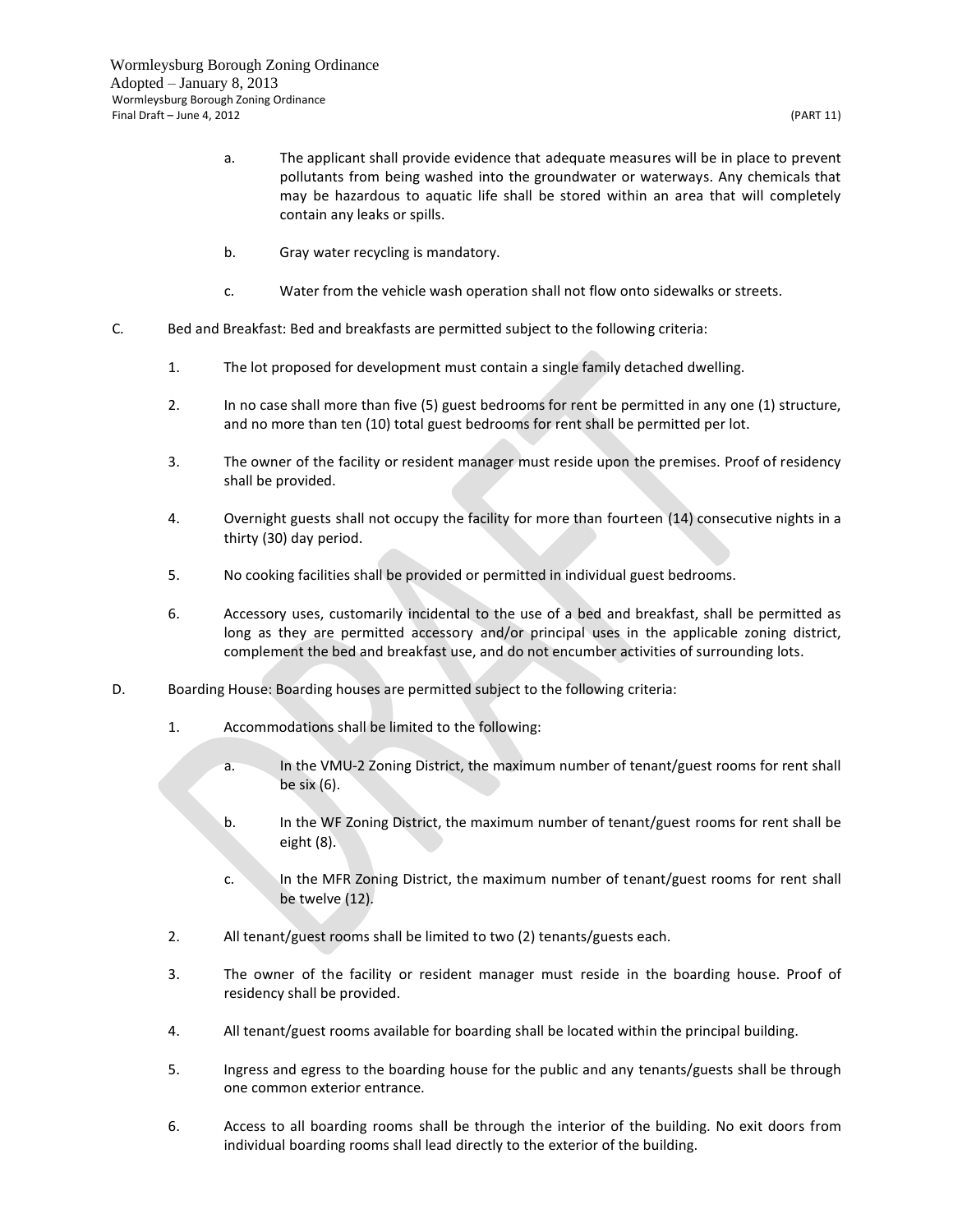a. The applicant shall provide evidence that adequate measures will be in place to prevent pollutants from being washed into the groundwater or waterways. Any chemicals that may be hazardous to aquatic life shall be stored within an area that will completely contain any leaks or spills.

b. Gray water recycling is mandatory.

c. Water from the vehicle wash operation shall not flow onto sidewalks or streets.

C. Bed and Breakfast: Bed and breakfasts are permitted subject to the following criteria:

1. The lot proposed for development must contain a single family detached dwelling.

2. In no case shall more than five (5) guest bedrooms for rent be permitted in any one (1) structure, and no more than ten (10) total guest bedrooms for rent shall be permitted per lot.

3. The owner of the facility or resident manager must reside upon the premises. Proof of residency shall be provided.

4. Overnight guests shall not occupy the facility for more than fourteen (14) consecutive nights in a thirty (30) day period.

5. No cooking facilities shall be provided or permitted in individual guest bedrooms.

6. Accessory uses, customarily incidental to the use of a bed and breakfast, shall be permitted as long as they are permitted accessory and/or principal uses in the applicable zoning district, complement the bed and breakfast use, and do not encumber activities of surrounding lots.

D. Boarding House: Boarding houses are permitted subject to the following criteria:

1. Accommodations shall be limited to the following:

   a. In the VMU-2 Zoning District, the maximum number of tenant/guest rooms for rent shall be six (6).

   b. In the WF Zoning District, the maximum number of tenant/guest rooms for rent shall be eight (8).

   c. In the MFR Zoning District, the maximum number of tenant/guest rooms for rent shall be twelve (12).

2. All tenant/guest rooms shall be limited to two (2) tenants/guests each.

3. The owner of the facility or resident manager must reside in the boarding house. Proof of residency shall be provided.

4. All tenant/guest rooms available for boarding shall be located within the principal building.

5. Ingress and egress to the boarding house for the public and any tenants/guests shall be through one common exterior entrance.

6. Access to all boarding rooms shall be through the interior of the building. No exit doors from individual boarding rooms shall lead directly to the exterior of the building.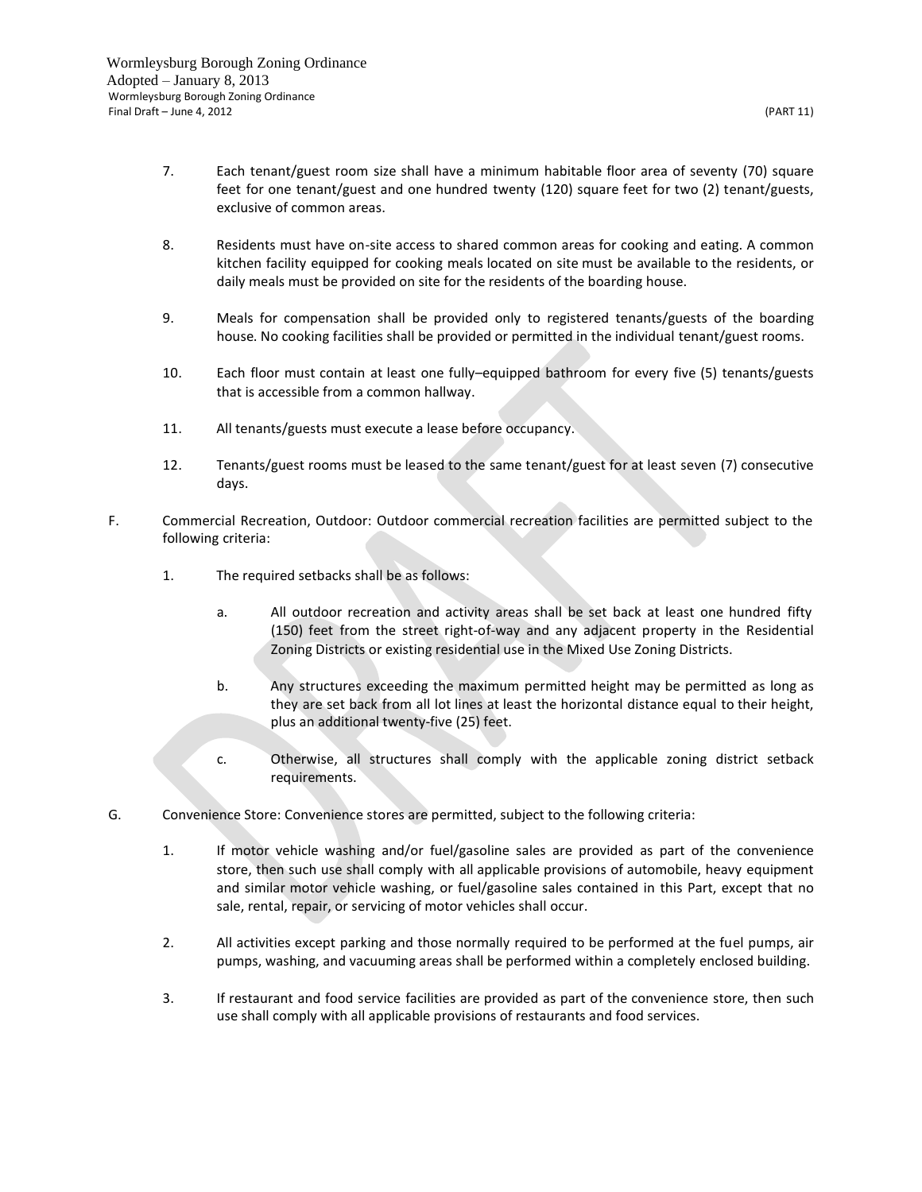7. Each tenant/guest room size shall have a minimum habitable floor area of seventy (70) square feet for one tenant/guest and one hundred twenty (120) square feet for two (2) tenant/guests, exclusive of common areas.

8. Residents must have on-site access to shared common areas for cooking and eating. A common kitchen facility equipped for cooking meals located on site must be available to the residents, or daily meals must be provided on site for the residents of the boarding house.

9. Meals for compensation shall be provided only to registered tenants/guests of the boarding house. No cooking facilities shall be provided or permitted in the individual tenant/guest rooms.

10. Each floor must contain at least one fully–equipped bathroom for every five (5) tenants/guests that is accessible from a common hallway.

11. All tenants/guests must execute a lease before occupancy.

12. Tenants/guest rooms must be leased to the same tenant/guest for at least seven (7) consecutive days.

F. Commercial Recreation, Outdoor: Outdoor commercial recreation facilities are permitted subject to the following criteria:

1. The required setbacks shall be as follows:

   a. All outdoor recreation and activity areas shall be set back at least one hundred fifty (150) feet from the street right-of-way and any adjacent property in the Residential Zoning Districts or existing residential use in the Mixed Use Zoning Districts.

   b. Any structures exceeding the maximum permitted height may be permitted as long as they are set back from all lot lines at least the horizontal distance equal to their height, plus an additional twenty-five (25) feet.

   c. Otherwise, all structures shall comply with the applicable zoning district setback requirements.

G. Convenience Store: Convenience stores are permitted, subject to the following criteria:

1. If motor vehicle washing and/or fuel/gasoline sales are provided as part of the convenience store, then such use shall comply with all applicable provisions of automobile, heavy equipment and similar motor vehicle washing, or fuel/gasoline sales contained in this Part, except that no sale, rental, repair, or servicing of motor vehicles shall occur.

2. All activities except parking and those normally required to be performed at the fuel pumps, air pumps, washing, and vacuuming areas shall be performed within a completely enclosed building.

3. If restaurant and food service facilities are provided as part of the convenience store, then such use shall comply with all applicable provisions of restaurants and food services.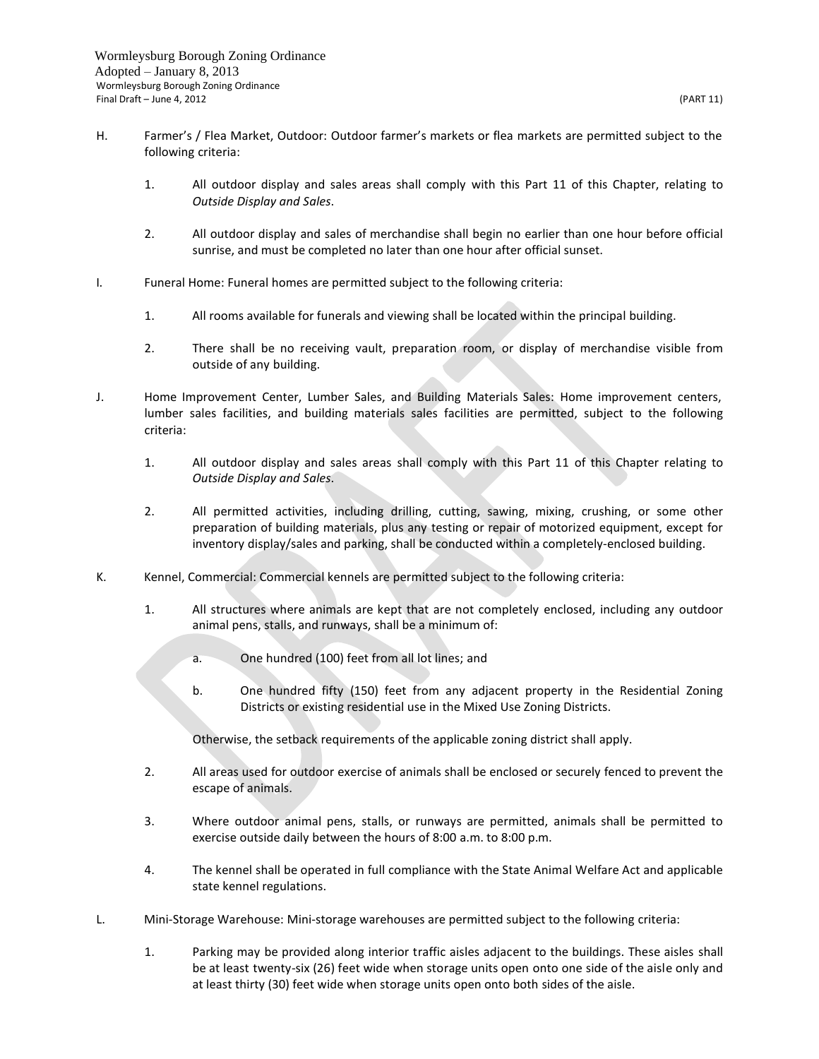H. Farmer's / Flea Market, Outdoor: Outdoor farmer's markets or flea markets are permitted subject to the following criteria:

1. All outdoor display and sales areas shall comply with this Part 11 of this Chapter, relating to *Outside Display and Sales*.

2. All outdoor display and sales of merchandise shall begin no earlier than one hour before official sunrise, and must be completed no later than one hour after official sunset.

I. Funeral Home: Funeral homes are permitted subject to the following criteria:

1. All rooms available for funerals and viewing shall be located within the principal building.

2. There shall be no receiving vault, preparation room, or display of merchandise visible from outside of any building.

J. Home Improvement Center, Lumber Sales, and Building Materials Sales: Home improvement centers, lumber sales facilities, and building materials sales facilities are permitted, subject to the following criteria:

1. All outdoor display and sales areas shall comply with this Part 11 of this Chapter relating to *Outside Display and Sales*.

2. All permitted activities, including drilling, cutting, sawing, mixing, crushing, or some other preparation of building materials, plus any testing or repair of motorized equipment, except for inventory display/sales and parking, shall be conducted within a completely-enclosed building.

K. Kennel, Commercial: Commercial kennels are permitted subject to the following criteria:

1. All structures where animals are kept that are not completely enclosed, including any outdoor animal pens, stalls, and runways, shall be a minimum of:

   a. One hundred (100) feet from all lot lines; and

   b. One hundred fifty (150) feet from any adjacent property in the Residential Zoning Districts or existing residential use in the Mixed Use Zoning Districts.

   Otherwise, the setback requirements of the applicable zoning district shall apply.

2. All areas used for outdoor exercise of animals shall be enclosed or securely fenced to prevent the escape of animals.

3. Where outdoor animal pens, stalls, or runways are permitted, animals shall be permitted to exercise outside daily between the hours of 8:00 a.m. to 8:00 p.m.

4. The kennel shall be operated in full compliance with the State Animal Welfare Act and applicable state kennel regulations.

L. Mini-Storage Warehouse: Mini-storage warehouses are permitted subject to the following criteria:

1. Parking may be provided along interior traffic aisles adjacent to the buildings. These aisles shall be at least twenty-six (26) feet wide when storage units open onto one side of the aisle only and at least thirty (30) feet wide when storage units open onto both sides of the aisle.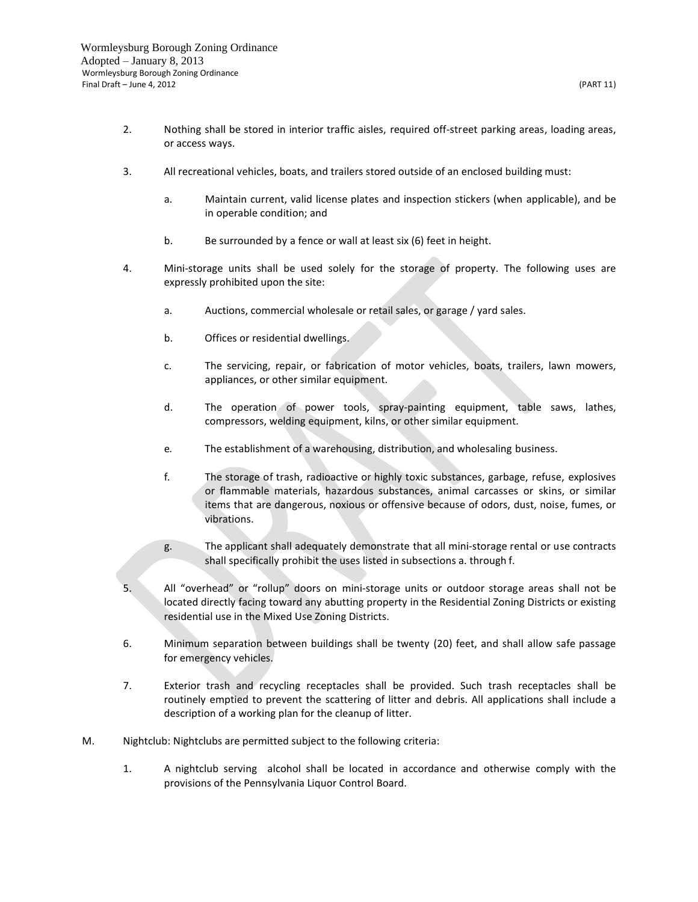2. Nothing shall be stored in interior traffic aisles, required off-street parking areas, loading areas, or access ways.

3. All recreational vehicles, boats, and trailers stored outside of an enclosed building must:

   a. Maintain current, valid license plates and inspection stickers (when applicable), and be in operable condition; and

   b. Be surrounded by a fence or wall at least six (6) feet in height.

4. Mini-storage units shall be used solely for the storage of property. The following uses are expressly prohibited upon the site:

   a. Auctions, commercial wholesale or retail sales, or garage / yard sales.

   b. Offices or residential dwellings.

   c. The servicing, repair, or fabrication of motor vehicles, boats, trailers, lawn mowers, appliances, or other similar equipment.

   d. The operation of power tools, spray-painting equipment, table saws, lathes, compressors, welding equipment, kilns, or other similar equipment.

   e. The establishment of a warehousing, distribution, and wholesaling business.

   f. The storage of trash, radioactive or highly toxic substances, garbage, refuse, explosives or flammable materials, hazardous substances, animal carcasses or skins, or similar items that are dangerous, noxious or offensive because of odors, dust, noise, fumes, or vibrations.

   g. The applicant shall adequately demonstrate that all mini-storage rental or use contracts shall specifically prohibit the uses listed in subsections a. through f.

5. All “overhead” or “rollup” doors on mini-storage units or outdoor storage areas shall not be located directly facing toward any abutting property in the Residential Zoning Districts or existing residential use in the Mixed Use Zoning Districts.

6. Minimum separation between buildings shall be twenty (20) feet, and shall allow safe passage for emergency vehicles.

7. Exterior trash and recycling receptacles shall be provided. Such trash receptacles shall be routinely emptied to prevent the scattering of litter and debris. All applications shall include a description of a working plan for the cleanup of litter.

M. Nightclub: Nightclubs are permitted subject to the following criteria:

1. A nightclub serving alcohol shall be located in accordance and otherwise comply with the provisions of the Pennsylvania Liquor Control Board.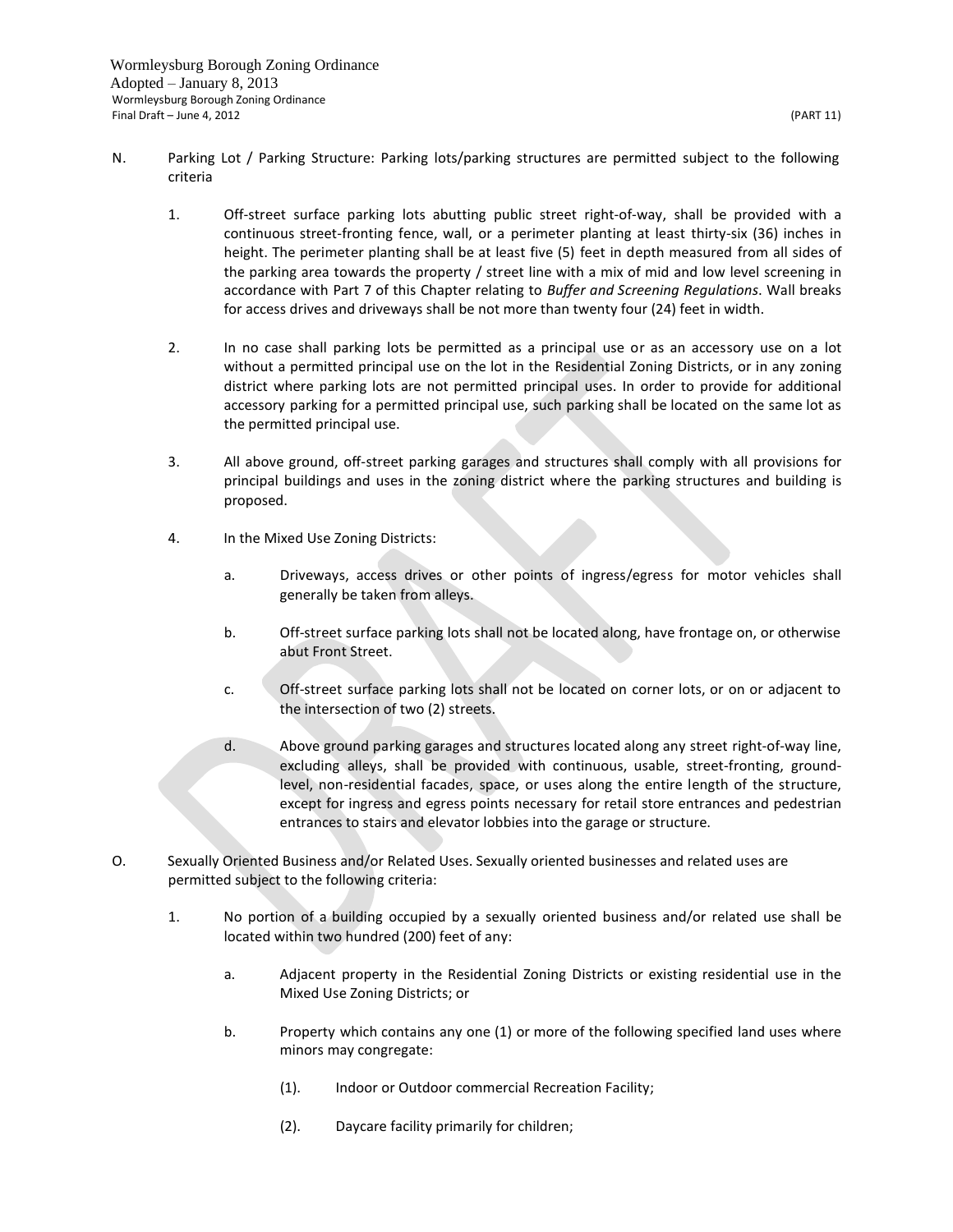N. Parking Lot / Parking Structure: Parking lots/parking structures are permitted subject to the following criteria

1. Off-street surface parking lots abutting public street right-of-way, shall be provided with a continuous street-fronting fence, wall, or a perimeter planting at least thirty-six (36) inches in height. The perimeter planting shall be at least five (5) feet in depth measured from all sides of the parking area towards the property / street line with a mix of mid and low level screening in accordance with Part 7 of this Chapter relating to *Buffer and Screening Regulations*. Wall breaks for access drives and driveways shall be not more than twenty four (24) feet in width.

2. In no case shall parking lots be permitted as a principal use or as an accessory use on a lot without a permitted principal use on the lot in the Residential Zoning Districts, or in any zoning district where parking lots are not permitted principal uses. In order to provide for additional accessory parking for a permitted principal use, such parking shall be located on the same lot as the permitted principal use.

3. All above ground, off-street parking garages and structures shall comply with all provisions for principal buildings and uses in the zoning district where the parking structures and building is proposed.

4. In the Mixed Use Zoning Districts:

   a. Driveways, access drives or other points of ingress/egress for motor vehicles shall generally be taken from alleys.

   b. Off-street surface parking lots shall not be located along, have frontage on, or otherwise abut Front Street.

   c. Off-street surface parking lots shall not be located on corner lots, or on or adjacent to the intersection of two (2) streets.

   d. Above ground parking garages and structures located along any street right-of-way line, excluding alleys, shall be provided with continuous, usable, street-fronting, ground-level, non-residential facades, space, or uses along the entire length of the structure, except for ingress and egress points necessary for retail store entrances and pedestrian entrances to stairs and elevator lobbies into the garage or structure.

O. Sexually Oriented Business and/or Related Uses. Sexually oriented businesses and related uses are permitted subject to the following criteria:

1. No portion of a building occupied by a sexually oriented business and/or related use shall be located within two hundred (200) feet of any:

   a. Adjacent property in the Residential Zoning Districts or existing residential use in the Mixed Use Zoning Districts; or

   b. Property which contains any one (1) or more of the following specified land uses where minors may congregate:

      (1). Indoor or Outdoor commercial Recreation Facility;

      (2). Daycare facility primarily for children;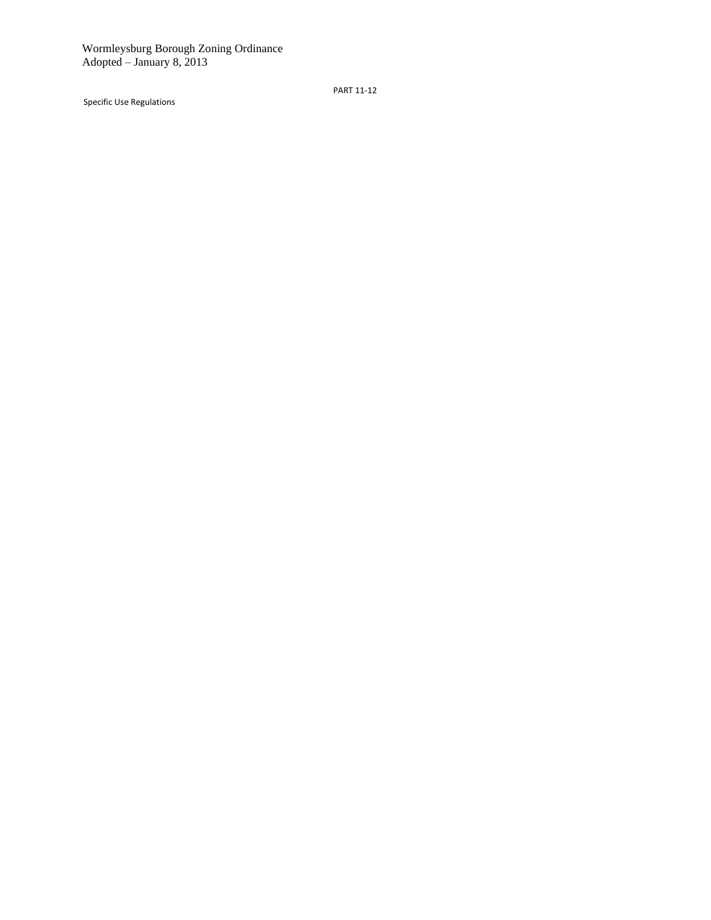PART 11-12

Specific Use Regulations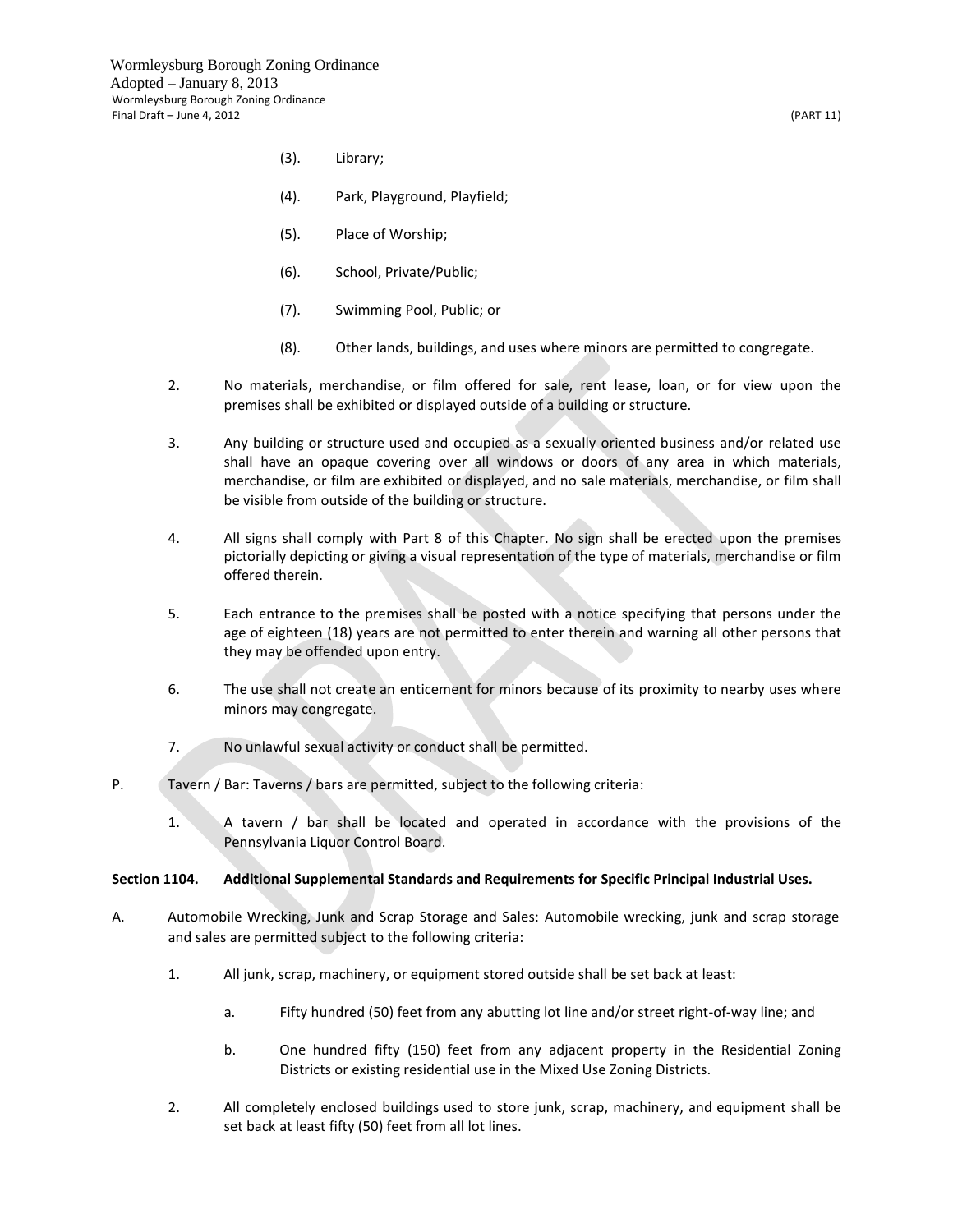(3). Library;

(4). Park, Playground, Playfield;

(5). Place of Worship;

(6). School, Private/Public;

(7). Swimming Pool, Public; or

(8). Other lands, buildings, and uses where minors are permitted to congregate.

2. No materials, merchandise, or film offered for sale, rent lease, loan, or for view upon the premises shall be exhibited or displayed outside of a building or structure.

3. Any building or structure used and occupied as a sexually oriented business and/or related use shall have an opaque covering over all windows or doors of any area in which materials, merchandise, or film are exhibited or displayed, and no sale materials, merchandise, or film shall be visible from outside of the building or structure.

4. All signs shall comply with Part 8 of this Chapter. No sign shall be erected upon the premises pictorially depicting or giving a visual representation of the type of materials, merchandise or film offered therein.

5. Each entrance to the premises shall be posted with a notice specifying that persons under the age of eighteen (18) years are not permitted to enter therein and warning all other persons that they may be offended upon entry.

6. The use shall not create an enticement for minors because of its proximity to nearby uses where minors may congregate.

7. No unlawful sexual activity or conduct shall be permitted.

P. Tavern / Bar: Taverns / bars are permitted, subject to the following criteria:

1. A tavern / bar shall be located and operated in accordance with the provisions of the Pennsylvania Liquor Control Board.

**Section 1104. Additional Supplemental Standards and Requirements for Specific Principal Industrial Uses.**

A. Automobile Wrecking, Junk and Scrap Storage and Sales: Automobile wrecking, junk and scrap storage and sales are permitted subject to the following criteria:

1. All junk, scrap, machinery, or equipment stored outside shall be set back at least:

a. Fifty hundred (50) feet from any abutting lot line and/or street right-of-way line; and

b. One hundred fifty (150) feet from any adjacent property in the Residential Zoning Districts or existing residential use in the Mixed Use Zoning Districts.

2. All completely enclosed buildings used to store junk, scrap, machinery, and equipment shall be set back at least fifty (50) feet from all lot lines.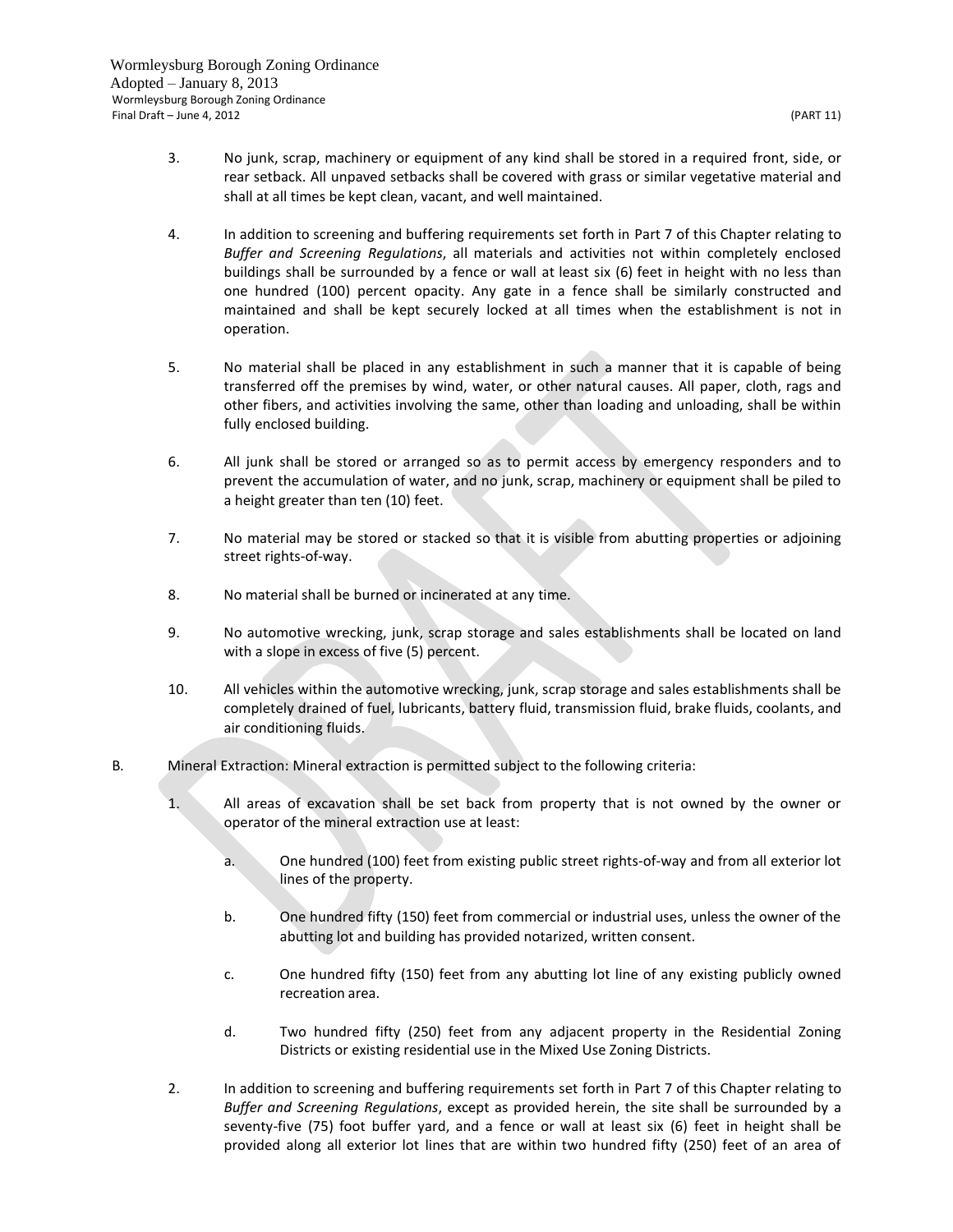3. No junk, scrap, machinery or equipment of any kind shall be stored in a required front, side, or rear setback. All unpaved setbacks shall be covered with grass or similar vegetative material and shall at all times be kept clean, vacant, and well maintained.

4. In addition to screening and buffering requirements set forth in Part 7 of this Chapter relating to *Buffer and Screening Regulations*, all materials and activities not within completely enclosed buildings shall be surrounded by a fence or wall at least six (6) feet in height with no less than one hundred (100) percent opacity. Any gate in a fence shall be similarly constructed and maintained and shall be kept securely locked at all times when the establishment is not in operation.

5. No material shall be placed in any establishment in such a manner that it is capable of being transferred off the premises by wind, water, or other natural causes. All paper, cloth, rags and other fibers, and activities involving the same, other than loading and unloading, shall be within fully enclosed building.

6. All junk shall be stored or arranged so as to permit access by emergency responders and to prevent the accumulation of water, and no junk, scrap, machinery or equipment shall be piled to a height greater than ten (10) feet.

7. No material may be stored or stacked so that it is visible from abutting properties or adjoining street rights-of-way.

8. No material shall be burned or incinerated at any time.

9. No automotive wrecking, junk, scrap storage and sales establishments shall be located on land with a slope in excess of five (5) percent.

10. All vehicles within the automotive wrecking, junk, scrap storage and sales establishments shall be completely drained of fuel, lubricants, battery fluid, transmission fluid, brake fluids, coolants, and air conditioning fluids.

B. Mineral Extraction: Mineral extraction is permitted subject to the following criteria:

1. All areas of excavation shall be set back from property that is not owned by the owner or operator of the mineral extraction use at least:

   a. One hundred (100) feet from existing public street rights-of-way and from all exterior lot lines of the property.

   b. One hundred fifty (150) feet from commercial or industrial uses, unless the owner of the abutting lot and building has provided notarized, written consent.

   c. One hundred fifty (150) feet from any abutting lot line of any existing publicly owned recreation area.

   d. Two hundred fifty (250) feet from any adjacent property in the Residential Zoning Districts or existing residential use in the Mixed Use Zoning Districts.

2. In addition to screening and buffering requirements set forth in Part 7 of this Chapter relating to *Buffer and Screening Regulations*, except as provided herein, the site shall be surrounded by a seventy-five (75) foot buffer yard, and a fence or wall at least six (6) feet in height shall be provided along all exterior lot lines that are within two hundred fifty (250) feet of an area of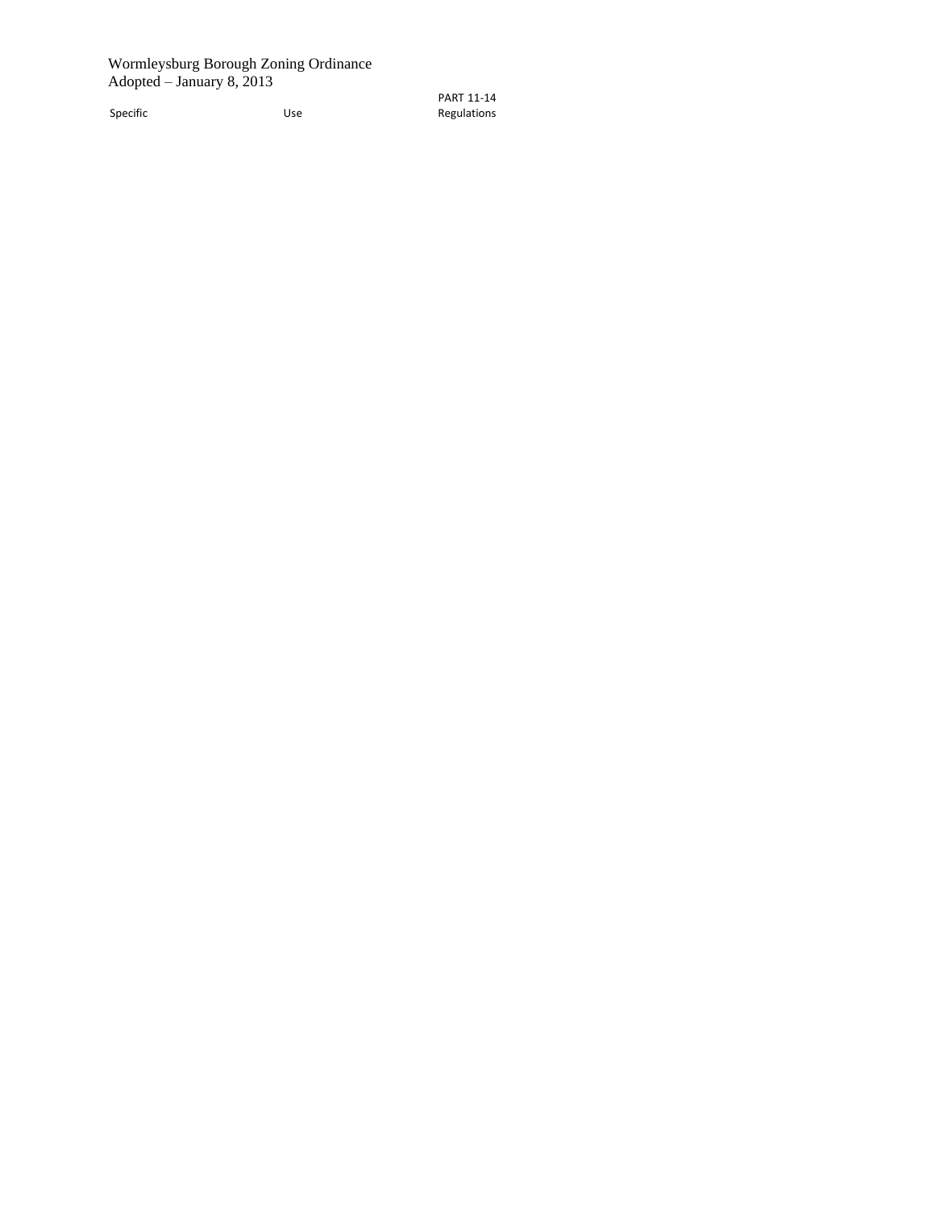Specific Use Regulations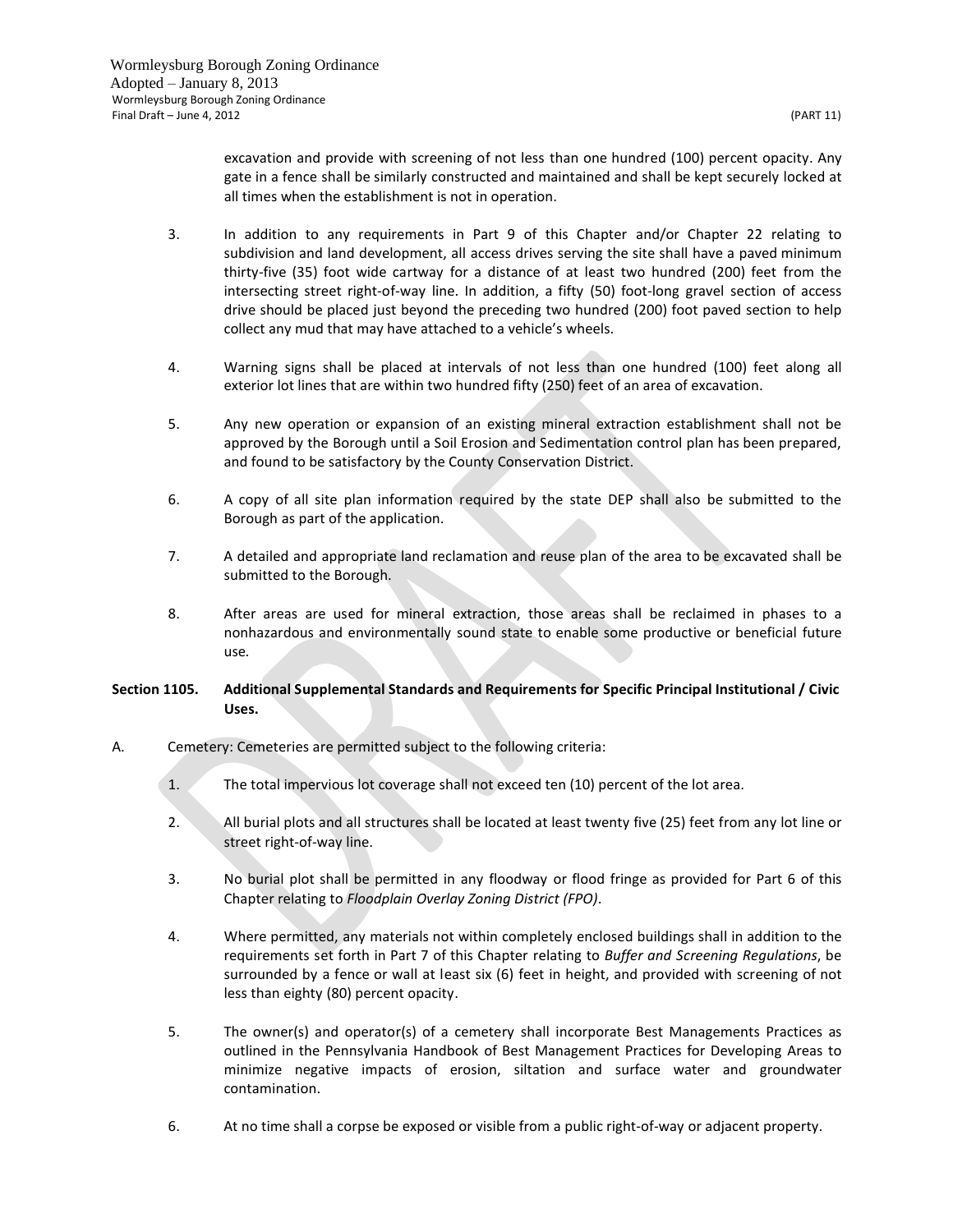excavation and provide with screening of not less than one hundred (100) percent opacity. Any gate in a fence shall be similarly constructed and maintained and shall be kept securely locked at all times when the establishment is not in operation.

3. In addition to any requirements in Part 9 of this Chapter and/or Chapter 22 relating to subdivision and land development, all access drives serving the site shall have a paved minimum thirty-five (35) foot wide cartway for a distance of at least two hundred (200) feet from the intersecting street right-of-way line. In addition, a fifty (50) foot-long gravel section of access drive should be placed just beyond the preceding two hundred (200) foot paved section to help collect any mud that may have attached to a vehicle's wheels.

4. Warning signs shall be placed at intervals of not less than one hundred (100) feet along all exterior lot lines that are within two hundred fifty (250) feet of an area of excavation.

5. Any new operation or expansion of an existing mineral extraction establishment shall not be approved by the Borough until a Soil Erosion and Sedimentation control plan has been prepared, and found to be satisfactory by the County Conservation District.

6. A copy of all site plan information required by the state DEP shall also be submitted to the Borough as part of the application.

7. A detailed and appropriate land reclamation and reuse plan of the area to be excavated shall be submitted to the Borough.

8. After areas are used for mineral extraction, those areas shall be reclaimed in phases to a nonhazardous and environmentally sound state to enable some productive or beneficial future use.

**Section 1105. Additional Supplemental Standards and Requirements for Specific Principal Institutional / Civic Uses.**

A. Cemetery: Cemeteries are permitted subject to the following criteria:

1. The total impervious lot coverage shall not exceed ten (10) percent of the lot area.

2. All burial plots and all structures shall be located at least twenty five (25) feet from any lot line or street right-of-way line.

3. No burial plot shall be permitted in any floodway or flood fringe as provided for Part 6 of this Chapter relating to *Floodplain Overlay Zoning District (FPO)*.

4. Where permitted, any materials not within completely enclosed buildings shall in addition to the requirements set forth in Part 7 of this Chapter relating to *Buffer and Screening Regulations*, be surrounded by a fence or wall at least six (6) feet in height, and provided with screening of not less than eighty (80) percent opacity.

5. The owner(s) and operator(s) of a cemetery shall incorporate Best Managements Practices as outlined in the Pennsylvania Handbook of Best Management Practices for Developing Areas to minimize negative impacts of erosion, siltation and surface water and groundwater contamination.

6. At no time shall a corpse be exposed or visible from a public right-of-way or adjacent property.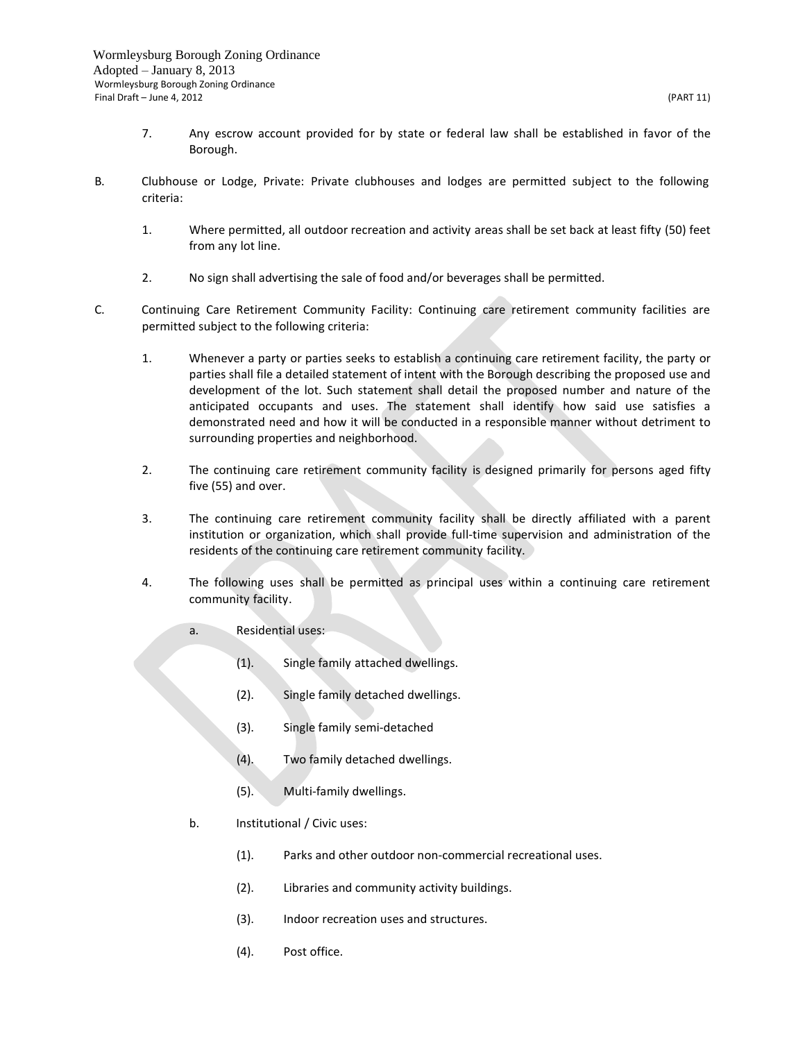7. Any escrow account provided for by state or federal law shall be established in favor of the Borough.

B. Clubhouse or Lodge, Private: Private clubhouses and lodges are permitted subject to the following criteria:

   1. Where permitted, all outdoor recreation and activity areas shall be set back at least fifty (50) feet from any lot line.

   2. No sign shall advertising the sale of food and/or beverages shall be permitted.

C. Continuing Care Retirement Community Facility: Continuing care retirement community facilities are permitted subject to the following criteria:

   1. Whenever a party or parties seeks to establish a continuing care retirement facility, the party or parties shall file a detailed statement of intent with the Borough describing the proposed use and development of the lot. Such statement shall detail the proposed number and nature of the anticipated occupants and uses. The statement shall identify how said use satisfies a demonstrated need and how it will be conducted in a responsible manner without detriment to surrounding properties and neighborhood.

   2. The continuing care retirement community facility is designed primarily for persons aged fifty five (55) and over.

   3. The continuing care retirement community facility shall be directly affiliated with a parent institution or organization, which shall provide full-time supervision and administration of the residents of the continuing care retirement community facility.

   4. The following uses shall be permitted as principal uses within a continuing care retirement community facility.

      a. Residential uses:

         (1). Single family attached dwellings.

         (2). Single family detached dwellings.

         (3). Single family semi-detached

         (4). Two family detached dwellings.

         (5). Multi-family dwellings.

      b. Institutional / Civic uses:

         (1). Parks and other outdoor non-commercial recreational uses.

         (2). Libraries and community activity buildings.

         (3). Indoor recreation uses and structures.

         (4). Post office.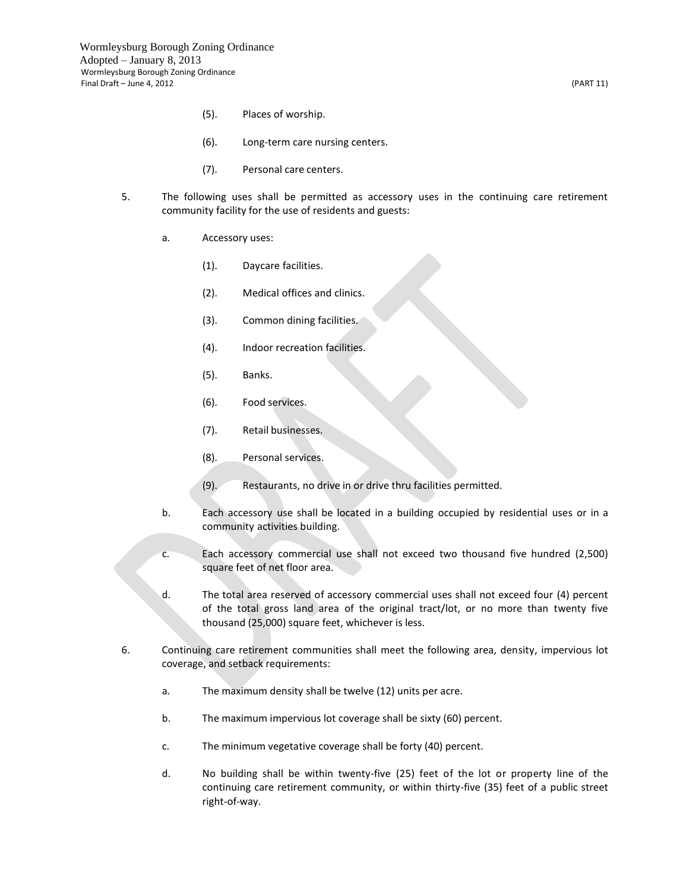(5). Places of worship.

(6). Long-term care nursing centers.

(7). Personal care centers.

5. The following uses shall be permitted as accessory uses in the continuing care retirement community facility for the use of residents and guests:

   a. Accessory uses:

      (1). Daycare facilities.

      (2). Medical offices and clinics.

      (3). Common dining facilities.

      (4). Indoor recreation facilities.

      (5). Banks.

      (6). Food services.

      (7). Retail businesses.

      (8). Personal services.

      (9). Restaurants, no drive in or drive thru facilities permitted.

   b. Each accessory use shall be located in a building occupied by residential uses or in a community activities building.

   c. Each accessory commercial use shall not exceed two thousand five hundred (2,500) square feet of net floor area.

   d. The total area reserved of accessory commercial uses shall not exceed four (4) percent of the total gross land area of the original tract/lot, or no more than twenty five thousand (25,000) square feet, whichever is less.

6. Continuing care retirement communities shall meet the following area, density, impervious lot coverage, and setback requirements:

   a. The maximum density shall be twelve (12) units per acre.

   b. The maximum impervious lot coverage shall be sixty (60) percent.

   c. The minimum vegetative coverage shall be forty (40) percent.

   d. No building shall be within twenty-five (25) feet of the lot or property line of the continuing care retirement community, or within thirty-five (35) feet of a public street right-of-way.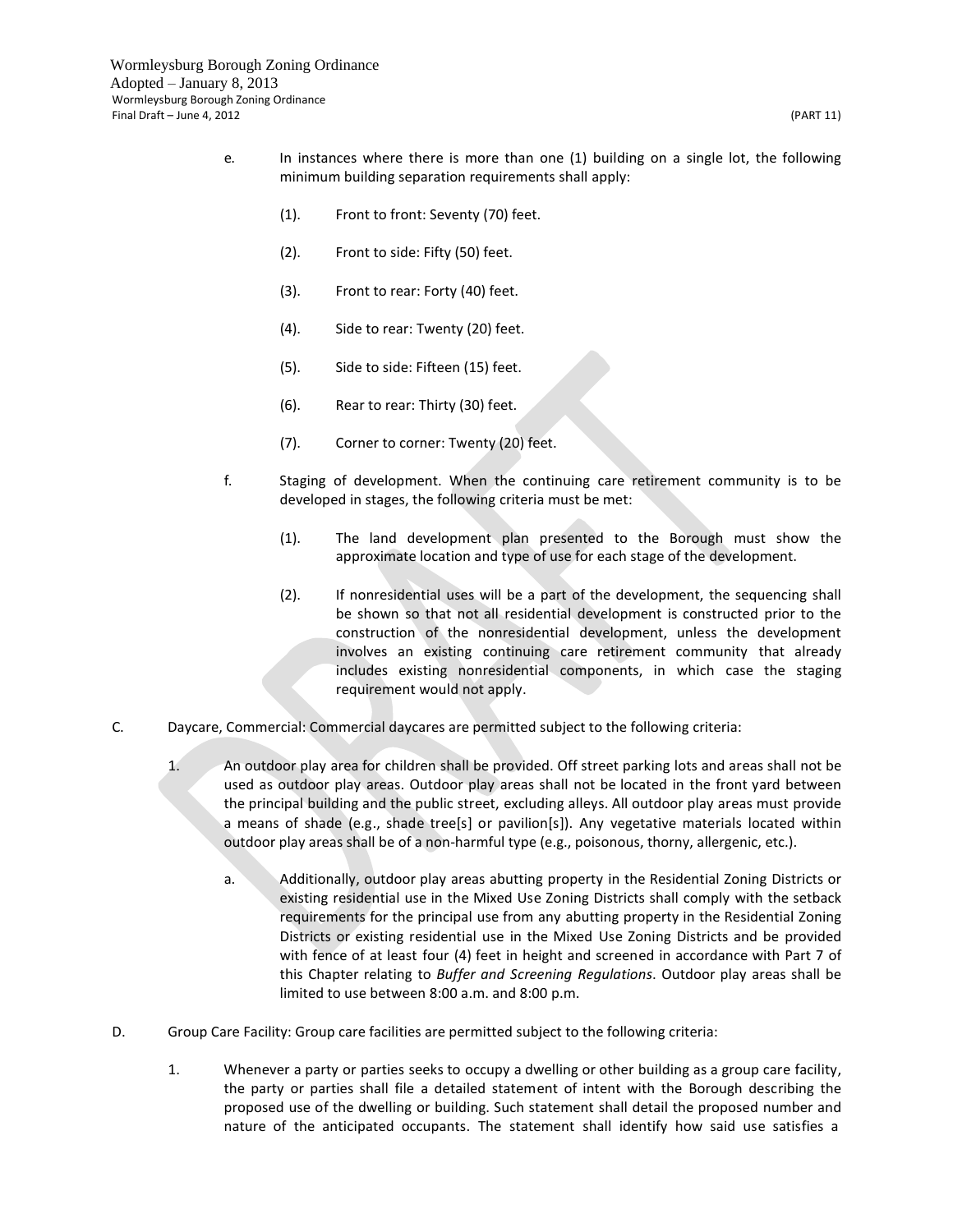e. In instances where there is more than one (1) building on a single lot, the following minimum building separation requirements shall apply:

   (1). Front to front: Seventy (70) feet.

   (2). Front to side: Fifty (50) feet.

   (3). Front to rear: Forty (40) feet.

   (4). Side to rear: Twenty (20) feet.

   (5). Side to side: Fifteen (15) feet.

   (6). Rear to rear: Thirty (30) feet.

   (7). Corner to corner: Twenty (20) feet.

f. Staging of development. When the continuing care retirement community is to be developed in stages, the following criteria must be met:

   (1). The land development plan presented to the Borough must show the approximate location and type of use for each stage of the development.

   (2). If nonresidential uses will be a part of the development, the sequencing shall be shown so that not all residential development is constructed prior to the construction of the nonresidential development, unless the development involves an existing continuing care retirement community that already includes existing nonresidential components, in which case the staging requirement would not apply.

C. Daycare, Commercial: Commercial daycares are permitted subject to the following criteria:

1. An outdoor play area for children shall be provided. Off street parking lots and areas shall not be used as outdoor play areas. Outdoor play areas shall not be located in the front yard between the principal building and the public street, excluding alleys. All outdoor play areas must provide a means of shade (e.g., shade tree[s] or pavilion[s]). Any vegetative materials located within outdoor play areas shall be of a non-harmful type (e.g., poisonous, thorny, allergenic, etc.).

   a. Additionally, outdoor play areas abutting property in the Residential Zoning Districts or existing residential use in the Mixed Use Zoning Districts shall comply with the setback requirements for the principal use from any abutting property in the Residential Zoning Districts or existing residential use in the Mixed Use Zoning Districts and be provided with fence of at least four (4) feet in height and screened in accordance with Part 7 of this Chapter relating to *Buffer and Screening Regulations*. Outdoor play areas shall be limited to use between 8:00 a.m. and 8:00 p.m.

D. Group Care Facility: Group care facilities are permitted subject to the following criteria:

1. Whenever a party or parties seeks to occupy a dwelling or other building as a group care facility, the party or parties shall file a detailed statement of intent with the Borough describing the proposed use of the dwelling or building. Such statement shall detail the proposed number and nature of the anticipated occupants. The statement shall identify how said use satisfies a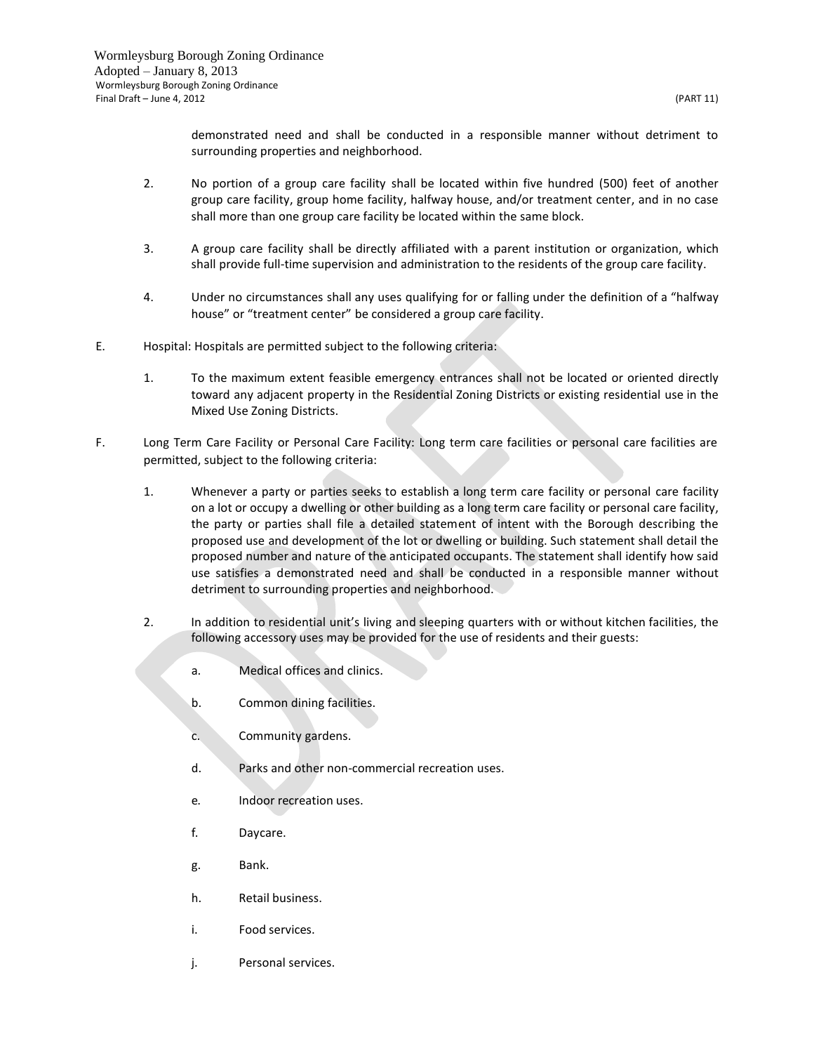demonstrated need and shall be conducted in a responsible manner without detriment to surrounding properties and neighborhood.

2. No portion of a group care facility shall be located within five hundred (500) feet of another group care facility, group home facility, halfway house, and/or treatment center, and in no case shall more than one group care facility be located within the same block.

3. A group care facility shall be directly affiliated with a parent institution or organization, which shall provide full-time supervision and administration to the residents of the group care facility.

4. Under no circumstances shall any uses qualifying for or falling under the definition of a "halfway house" or "treatment center" be considered a group care facility.

E. Hospital: Hospitals are permitted subject to the following criteria:

1. To the maximum extent feasible emergency entrances shall not be located or oriented directly toward any adjacent property in the Residential Zoning Districts or existing residential use in the Mixed Use Zoning Districts.

F. Long Term Care Facility or Personal Care Facility: Long term care facilities or personal care facilities are permitted, subject to the following criteria:

1. Whenever a party or parties seeks to establish a long term care facility or personal care facility on a lot or occupy a dwelling or other building as a long term care facility or personal care facility, the party or parties shall file a detailed statement of intent with the Borough describing the proposed use and development of the lot or dwelling or building. Such statement shall detail the proposed number and nature of the anticipated occupants. The statement shall identify how said use satisfies a demonstrated need and shall be conducted in a responsible manner without detriment to surrounding properties and neighborhood.

2. In addition to residential unit's living and sleeping quarters with or without kitchen facilities, the following accessory uses may be provided for the use of residents and their guests:

   a. Medical offices and clinics.

   b. Common dining facilities.

   c. Community gardens.

   d. Parks and other non-commercial recreation uses.

   e. Indoor recreation uses.

   f. Daycare.

   g. Bank.

   h. Retail business.

   i. Food services.

   j. Personal services.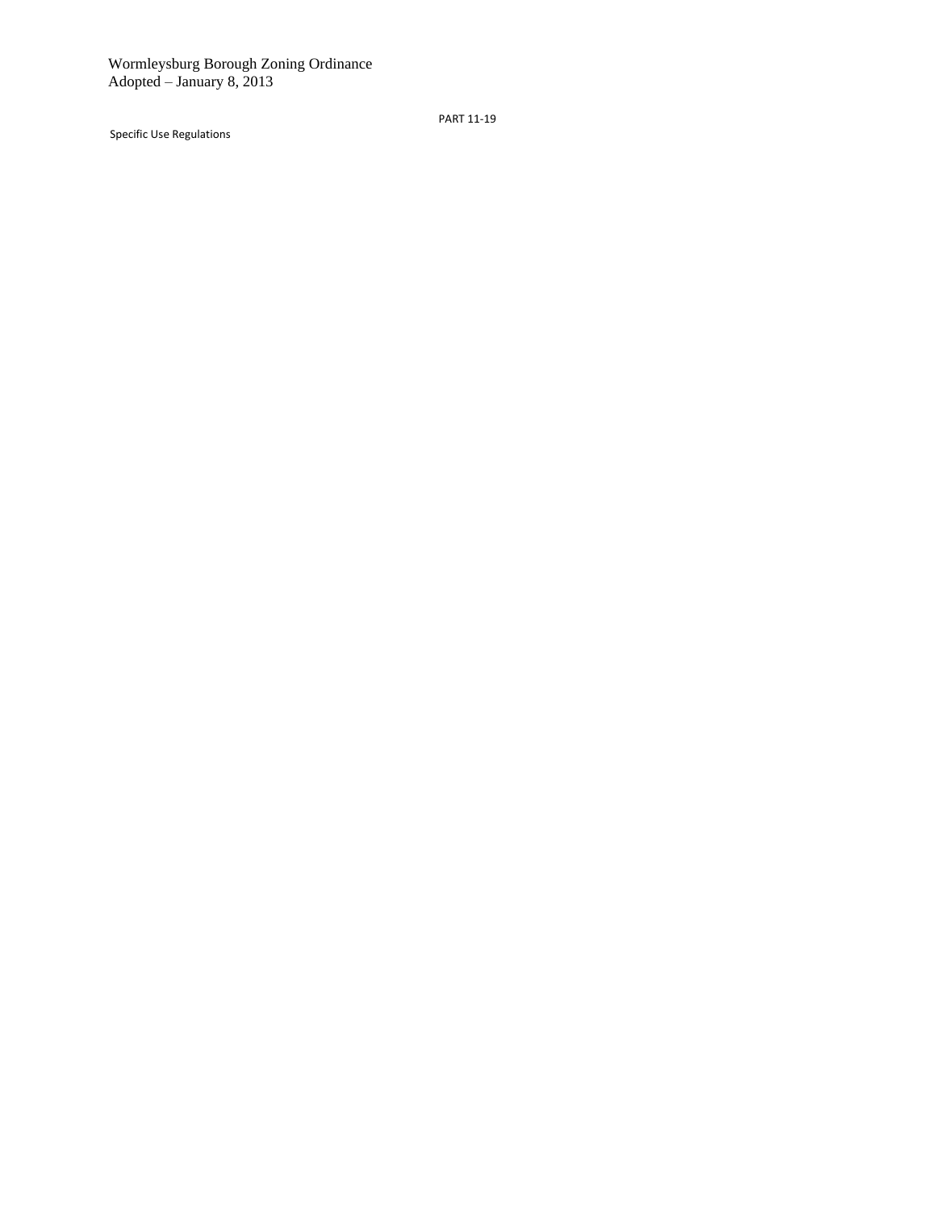PART 11-19

Specific Use Regulations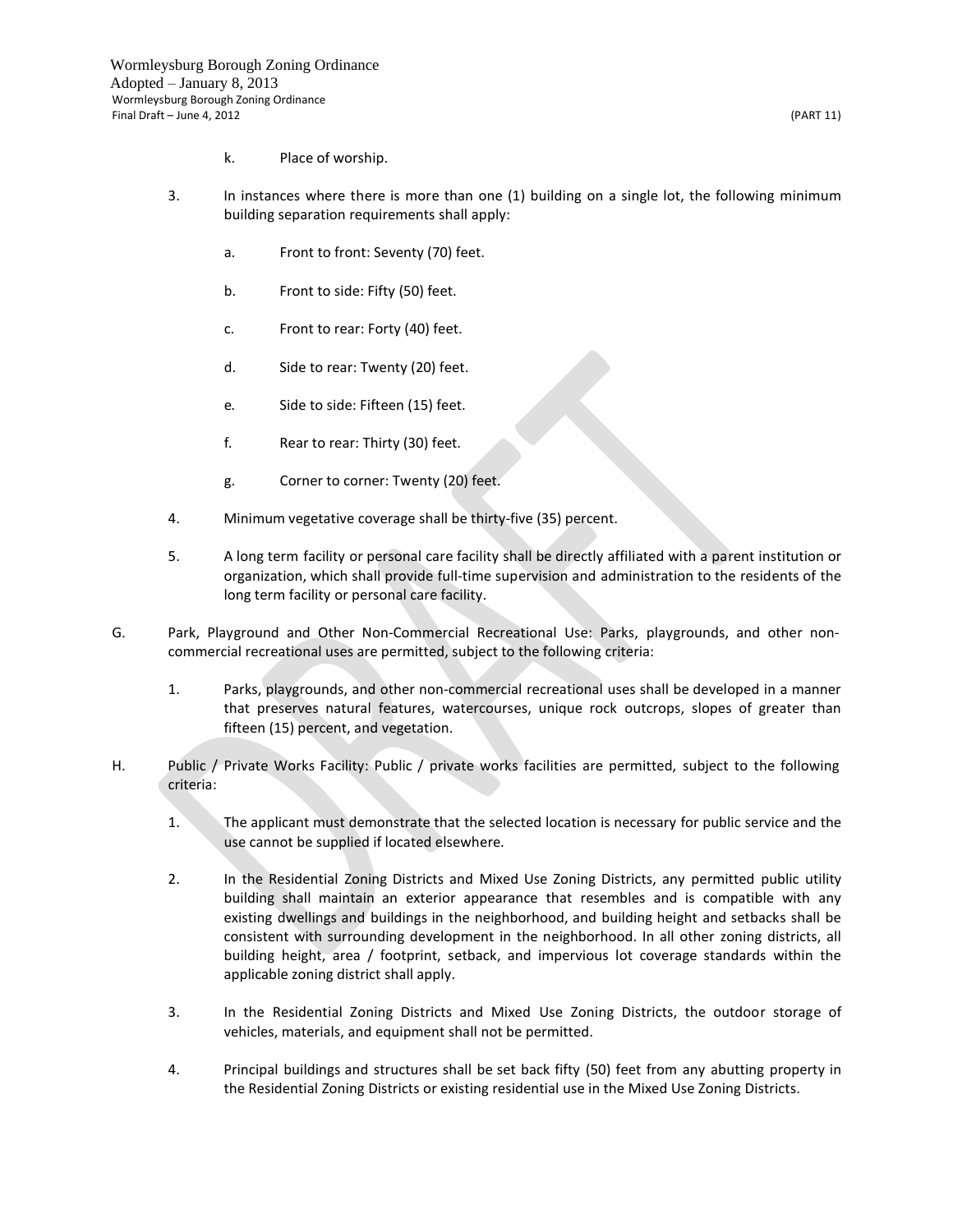k. Place of worship.

3. In instances where there is more than one (1) building on a single lot, the following minimum building separation requirements shall apply:

   a. Front to front: Seventy (70) feet.

   b. Front to side: Fifty (50) feet.

   c. Front to rear: Forty (40) feet.

   d. Side to rear: Twenty (20) feet.

   e. Side to side: Fifteen (15) feet.

   f. Rear to rear: Thirty (30) feet.

   g. Corner to corner: Twenty (20) feet.

4. Minimum vegetative coverage shall be thirty-five (35) percent.

5. A long term facility or personal care facility shall be directly affiliated with a parent institution or organization, which shall provide full-time supervision and administration to the residents of the long term facility or personal care facility.

G. Park, Playground and Other Non-Commercial Recreational Use: Parks, playgrounds, and other non-commercial recreational uses are permitted, subject to the following criteria:

1. Parks, playgrounds, and other non-commercial recreational uses shall be developed in a manner that preserves natural features, watercourses, unique rock outcrops, slopes of greater than fifteen (15) percent, and vegetation.

H. Public / Private Works Facility: Public / private works facilities are permitted, subject to the following criteria:

1. The applicant must demonstrate that the selected location is necessary for public service and the use cannot be supplied if located elsewhere.

2. In the Residential Zoning Districts and Mixed Use Zoning Districts, any permitted public utility building shall maintain an exterior appearance that resembles and is compatible with any existing dwellings and buildings in the neighborhood, and building height and setbacks shall be consistent with surrounding development in the neighborhood. In all other zoning districts, all building height, area / footprint, setback, and impervious lot coverage standards within the applicable zoning district shall apply.

3. In the Residential Zoning Districts and Mixed Use Zoning Districts, the outdoor storage of vehicles, materials, and equipment shall not be permitted.

4. Principal buildings and structures shall be set back fifty (50) feet from any abutting property in the Residential Zoning Districts or existing residential use in the Mixed Use Zoning Districts.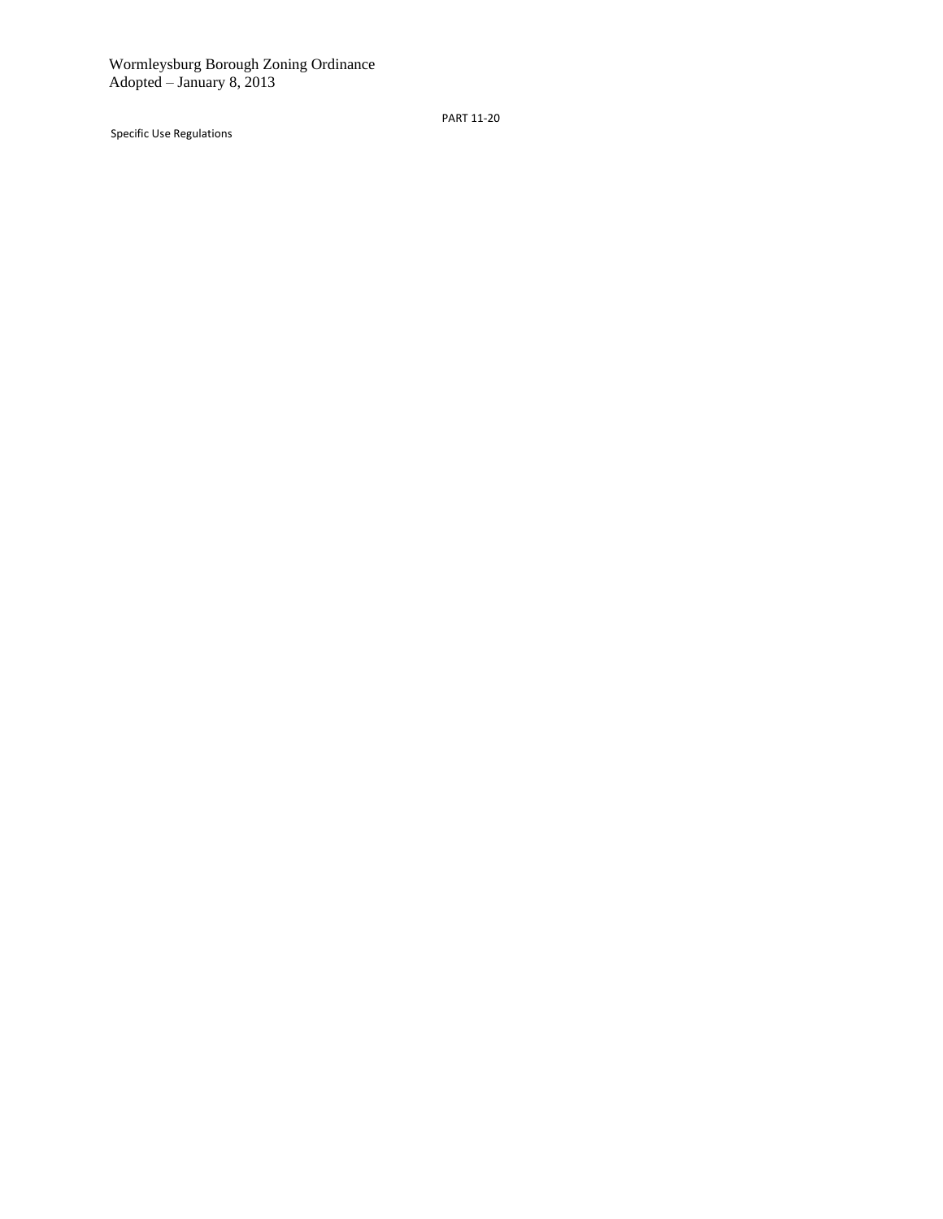PART 11-20

Specific Use Regulations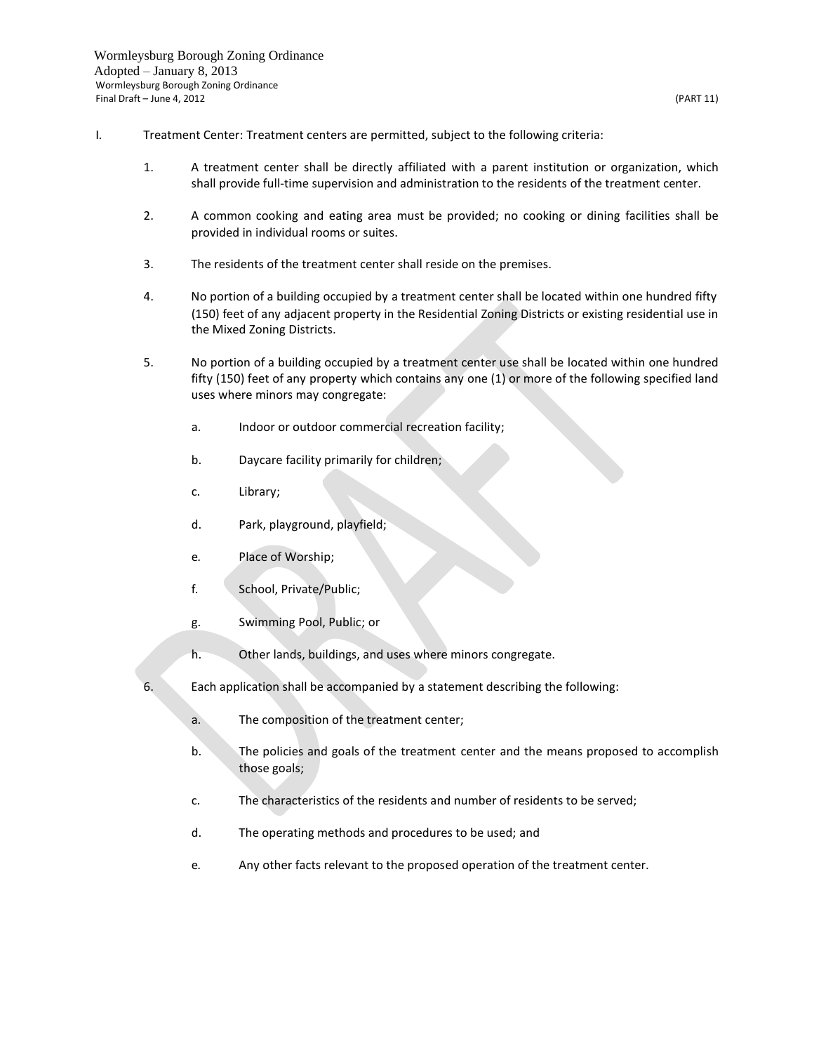I. Treatment Center: Treatment centers are permitted, subject to the following criteria:

1. A treatment center shall be directly affiliated with a parent institution or organization, which shall provide full-time supervision and administration to the residents of the treatment center.

2. A common cooking and eating area must be provided; no cooking or dining facilities shall be provided in individual rooms or suites.

3. The residents of the treatment center shall reside on the premises.

4. No portion of a building occupied by a treatment center shall be located within one hundred fifty (150) feet of any adjacent property in the Residential Zoning Districts or existing residential use in the Mixed Zoning Districts.

5. No portion of a building occupied by a treatment center use shall be located within one hundred fifty (150) feet of any property which contains any one (1) or more of the following specified land uses where minors may congregate:

   a. Indoor or outdoor commercial recreation facility;

   b. Daycare facility primarily for children;

   c. Library;

   d. Park, playground, playfield;

   e. Place of Worship;

   f. School, Private/Public;

   g. Swimming Pool, Public; or

   h. Other lands, buildings, and uses where minors congregate.

6. Each application shall be accompanied by a statement describing the following:

   a. The composition of the treatment center;

   b. The policies and goals of the treatment center and the means proposed to accomplish those goals;

   c. The characteristics of the residents and number of residents to be served;

   d. The operating methods and procedures to be used; and

   e. Any other facts relevant to the proposed operation of the treatment center.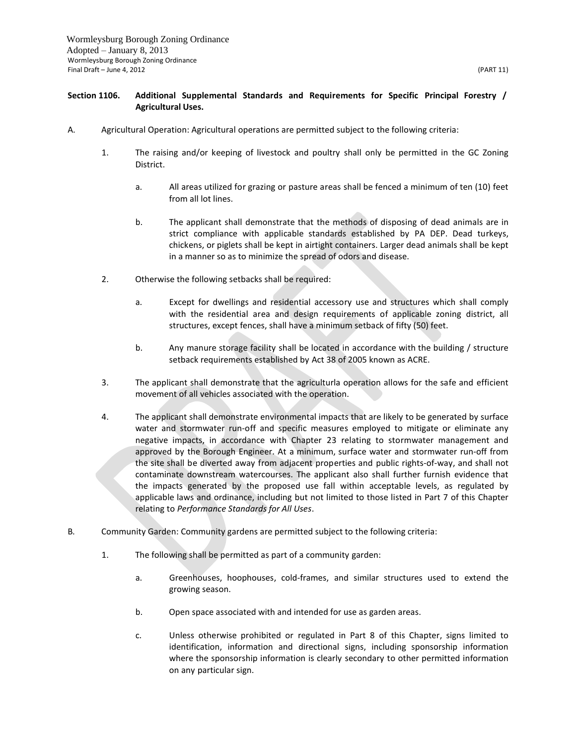**Section 1106. Additional Supplemental Standards and Requirements for Specific Principal Forestry / Agricultural Uses.**

A. Agricultural Operation: Agricultural operations are permitted subject to the following criteria:

1. The raising and/or keeping of livestock and poultry shall only be permitted in the GC Zoning District.

   a. All areas utilized for grazing or pasture areas shall be fenced a minimum of ten (10) feet from all lot lines.

   b. The applicant shall demonstrate that the methods of disposing of dead animals are in strict compliance with applicable standards established by PA DEP. Dead turkeys, chickens, or piglets shall be kept in airtight containers. Larger dead animals shall be kept in a manner so as to minimize the spread of odors and disease.

2. Otherwise the following setbacks shall be required:

   a. Except for dwellings and residential accessory use and structures which shall comply with the residential area and design requirements of applicable zoning district, all structures, except fences, shall have a minimum setback of fifty (50) feet.

   b. Any manure storage facility shall be located in accordance with the building / structure setback requirements established by Act 38 of 2005 known as ACRE.

3. The applicant shall demonstrate that the agriculturla operation allows for the safe and efficient movement of all vehicles associated with the operation.

4. The applicant shall demonstrate environmental impacts that are likely to be generated by surface water and stormwater run-off and specific measures employed to mitigate or eliminate any negative impacts, in accordance with Chapter 23 relating to stormwater management and approved by the Borough Engineer. At a minimum, surface water and stormwater run-off from the site shall be diverted away from adjacent properties and public rights-of-way, and shall not contaminate downstream watercourses. The applicant also shall further furnish evidence that the impacts generated by the proposed use fall within acceptable levels, as regulated by applicable laws and ordinance, including but not limited to those listed in Part 7 of this Chapter relating to *Performance Standards for All Uses*.

B. Community Garden: Community gardens are permitted subject to the following criteria:

1. The following shall be permitted as part of a community garden:

   a. Greenhouses, hoophouses, cold-frames, and similar structures used to extend the growing season.

   b. Open space associated with and intended for use as garden areas.

   c. Unless otherwise prohibited or regulated in Part 8 of this Chapter, signs limited to identification, information and directional signs, including sponsorship information where the sponsorship information is clearly secondary to other permitted information on any particular sign.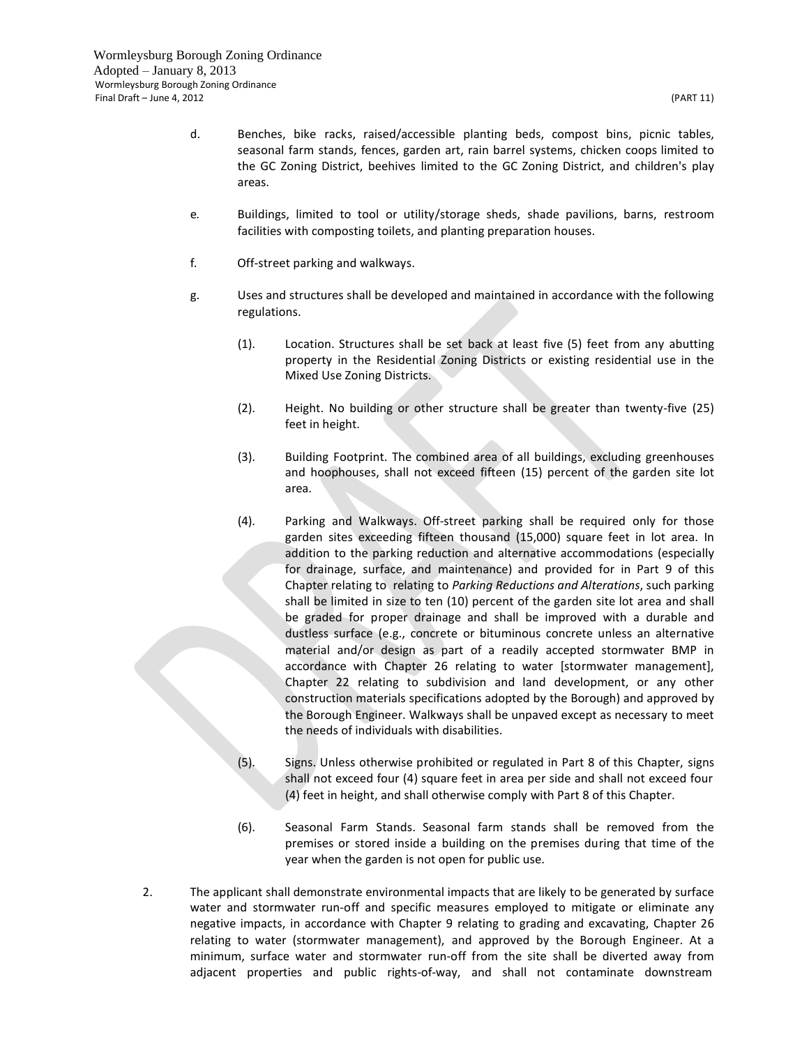d. Benches, bike racks, raised/accessible planting beds, compost bins, picnic tables, seasonal farm stands, fences, garden art, rain barrel systems, chicken coops limited to the GC Zoning District, beehives limited to the GC Zoning District, and children's play areas.

e. Buildings, limited to tool or utility/storage sheds, shade pavilions, barns, restroom facilities with composting toilets, and planting preparation houses.

f. Off-street parking and walkways.

g. Uses and structures shall be developed and maintained in accordance with the following regulations.

(1). Location. Structures shall be set back at least five (5) feet from any abutting property in the Residential Zoning Districts or existing residential use in the Mixed Use Zoning Districts.

(2). Height. No building or other structure shall be greater than twenty-five (25) feet in height.

(3). Building Footprint. The combined area of all buildings, excluding greenhouses and hoophouses, shall not exceed fifteen (15) percent of the garden site lot area.

(4). Parking and Walkways. Off-street parking shall be required only for those garden sites exceeding fifteen thousand (15,000) square feet in lot area. In addition to the parking reduction and alternative accommodations (especially for drainage, surface, and maintenance) and provided for in Part 9 of this Chapter relating to relating to *Parking Reductions and Alterations*, such parking shall be limited in size to ten (10) percent of the garden site lot area and shall be graded for proper drainage and shall be improved with a durable and dustless surface (e.g., concrete or bituminous concrete unless an alternative material and/or design as part of a readily accepted stormwater BMP in accordance with Chapter 26 relating to water [stormwater management], Chapter 22 relating to subdivision and land development, or any other construction materials specifications adopted by the Borough) and approved by the Borough Engineer. Walkways shall be unpaved except as necessary to meet the needs of individuals with disabilities.

(5). Signs. Unless otherwise prohibited or regulated in Part 8 of this Chapter, signs shall not exceed four (4) square feet in area per side and shall not exceed four (4) feet in height, and shall otherwise comply with Part 8 of this Chapter.

(6). Seasonal Farm Stands. Seasonal farm stands shall be removed from the premises or stored inside a building on the premises during that time of the year when the garden is not open for public use.

2. The applicant shall demonstrate environmental impacts that are likely to be generated by surface water and stormwater run-off and specific measures employed to mitigate or eliminate any negative impacts, in accordance with Chapter 9 relating to grading and excavating, Chapter 26 relating to water (stormwater management), and approved by the Borough Engineer. At a minimum, surface water and stormwater run-off from the site shall be diverted away from adjacent properties and public rights-of-way, and shall not contaminate downstream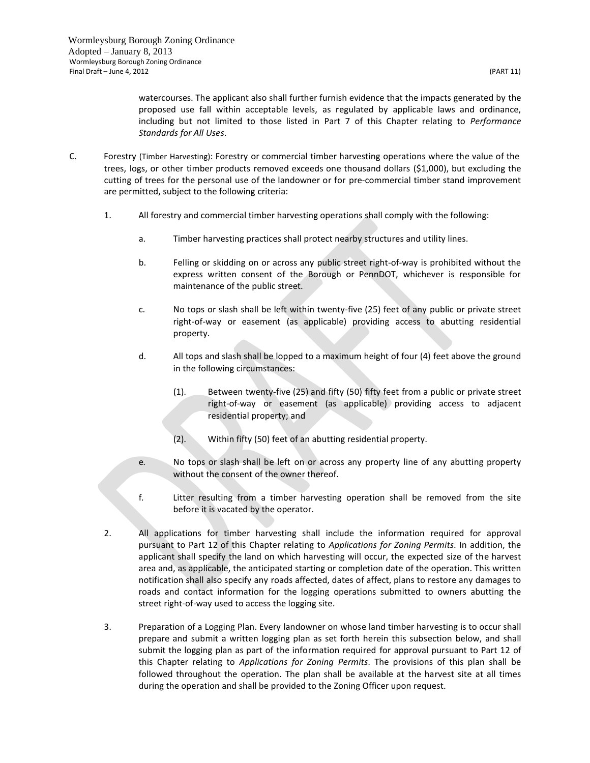watercourses. The applicant also shall further furnish evidence that the impacts generated by the proposed use fall within acceptable levels, as regulated by applicable laws and ordinance, including but not limited to those listed in Part 7 of this Chapter relating to *Performance Standards for All Uses*.

C. Forestry (Timber Harvesting): Forestry or commercial timber harvesting operations where the value of the trees, logs, or other timber products removed exceeds one thousand dollars ($1,000), but excluding the cutting of trees for the personal use of the landowner or for pre-commercial timber stand improvement are permitted, subject to the following criteria:

1. All forestry and commercial timber harvesting operations shall comply with the following:

   a. Timber harvesting practices shall protect nearby structures and utility lines.

   b. Felling or skidding on or across any public street right-of-way is prohibited without the express written consent of the Borough or PennDOT, whichever is responsible for maintenance of the public street.

   c. No tops or slash shall be left within twenty-five (25) feet of any public or private street right-of-way or easement (as applicable) providing access to abutting residential property.

   d. All tops and slash shall be lopped to a maximum height of four (4) feet above the ground in the following circumstances:

      (1). Between twenty-five (25) and fifty (50) fifty feet from a public or private street right-of-way or easement (as applicable) providing access to adjacent residential property; and

      (2). Within fifty (50) feet of an abutting residential property.

   e. No tops or slash shall be left on or across any property line of any abutting property without the consent of the owner thereof.

   f. Litter resulting from a timber harvesting operation shall be removed from the site before it is vacated by the operator.

2. All applications for timber harvesting shall include the information required for approval pursuant to Part 12 of this Chapter relating to *Applications for Zoning Permits*. In addition, the applicant shall specify the land on which harvesting will occur, the expected size of the harvest area and, as applicable, the anticipated starting or completion date of the operation. This written notification shall also specify any roads affected, dates of affect, plans to restore any damages to roads and contact information for the logging operations submitted to owners abutting the street right-of-way used to access the logging site.

3. Preparation of a Logging Plan. Every landowner on whose land timber harvesting is to occur shall prepare and submit a written logging plan as set forth herein this subsection below, and shall submit the logging plan as part of the information required for approval pursuant to Part 12 of this Chapter relating to *Applications for Zoning Permits*. The provisions of this plan shall be followed throughout the operation. The plan shall be available at the harvest site at all times during the operation and shall be provided to the Zoning Officer upon request.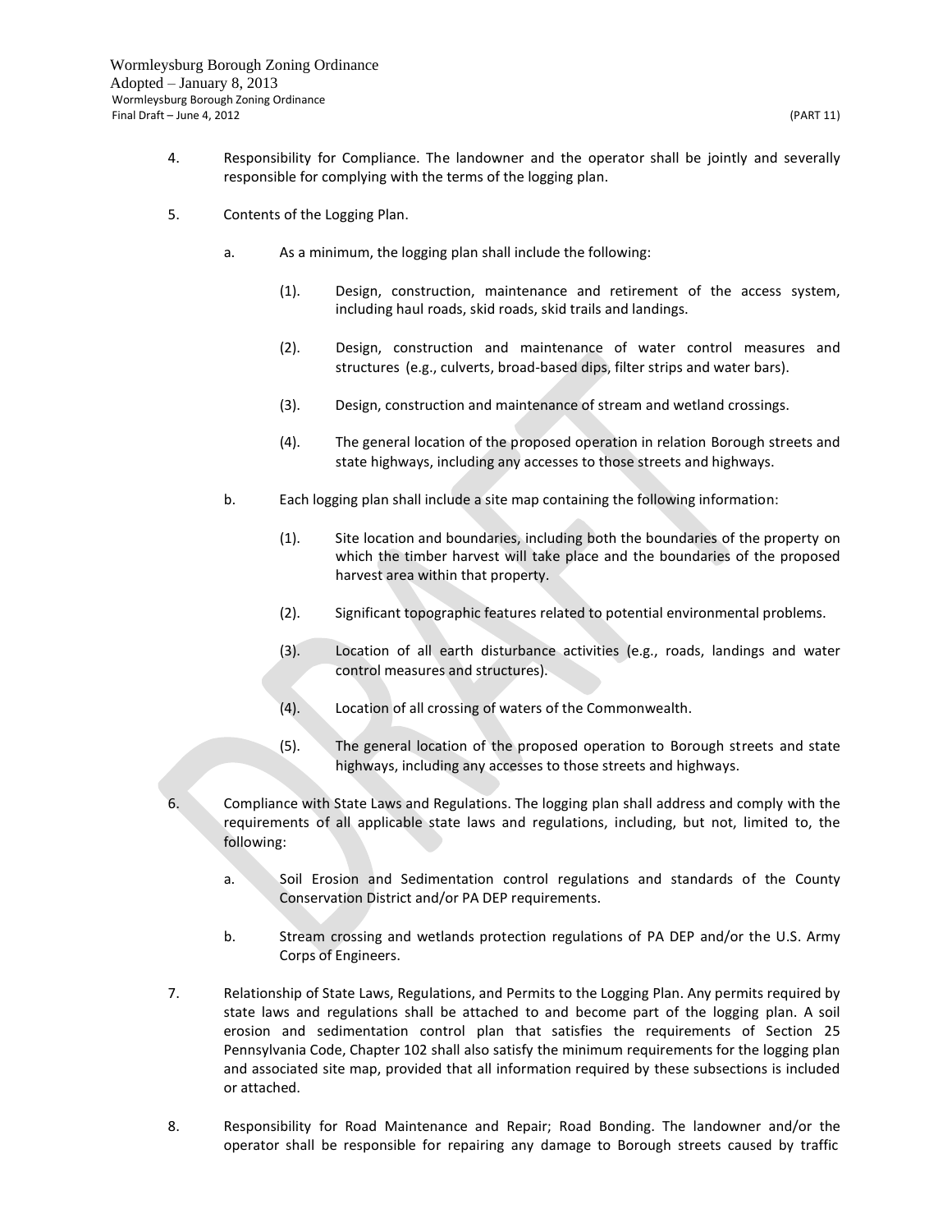4. Responsibility for Compliance. The landowner and the operator shall be jointly and severally responsible for complying with the terms of the logging plan.

5. Contents of the Logging Plan.

   a. As a minimum, the logging plan shall include the following:

      (1). Design, construction, maintenance and retirement of the access system, including haul roads, skid roads, skid trails and landings.

      (2). Design, construction and maintenance of water control measures and structures (e.g., culverts, broad-based dips, filter strips and water bars).

      (3). Design, construction and maintenance of stream and wetland crossings.

      (4). The general location of the proposed operation in relation Borough streets and state highways, including any accesses to those streets and highways.

   b. Each logging plan shall include a site map containing the following information:

      (1). Site location and boundaries, including both the boundaries of the property on which the timber harvest will take place and the boundaries of the proposed harvest area within that property.

      (2). Significant topographic features related to potential environmental problems.

      (3). Location of all earth disturbance activities (e.g., roads, landings and water control measures and structures).

      (4). Location of all crossing of waters of the Commonwealth.

      (5). The general location of the proposed operation to Borough streets and state highways, including any accesses to those streets and highways.

6. Compliance with State Laws and Regulations. The logging plan shall address and comply with the requirements of all applicable state laws and regulations, including, but not, limited to, the following:

   a. Soil Erosion and Sedimentation control regulations and standards of the County Conservation District and/or PA DEP requirements.

   b. Stream crossing and wetlands protection regulations of PA DEP and/or the U.S. Army Corps of Engineers.

7. Relationship of State Laws, Regulations, and Permits to the Logging Plan. Any permits required by state laws and regulations shall be attached to and become part of the logging plan. A soil erosion and sedimentation control plan that satisfies the requirements of Section 25 Pennsylvania Code, Chapter 102 shall also satisfy the minimum requirements for the logging plan and associated site map, provided that all information required by these subsections is included or attached.

8. Responsibility for Road Maintenance and Repair; Road Bonding. The landowner and/or the operator shall be responsible for repairing any damage to Borough streets caused by traffic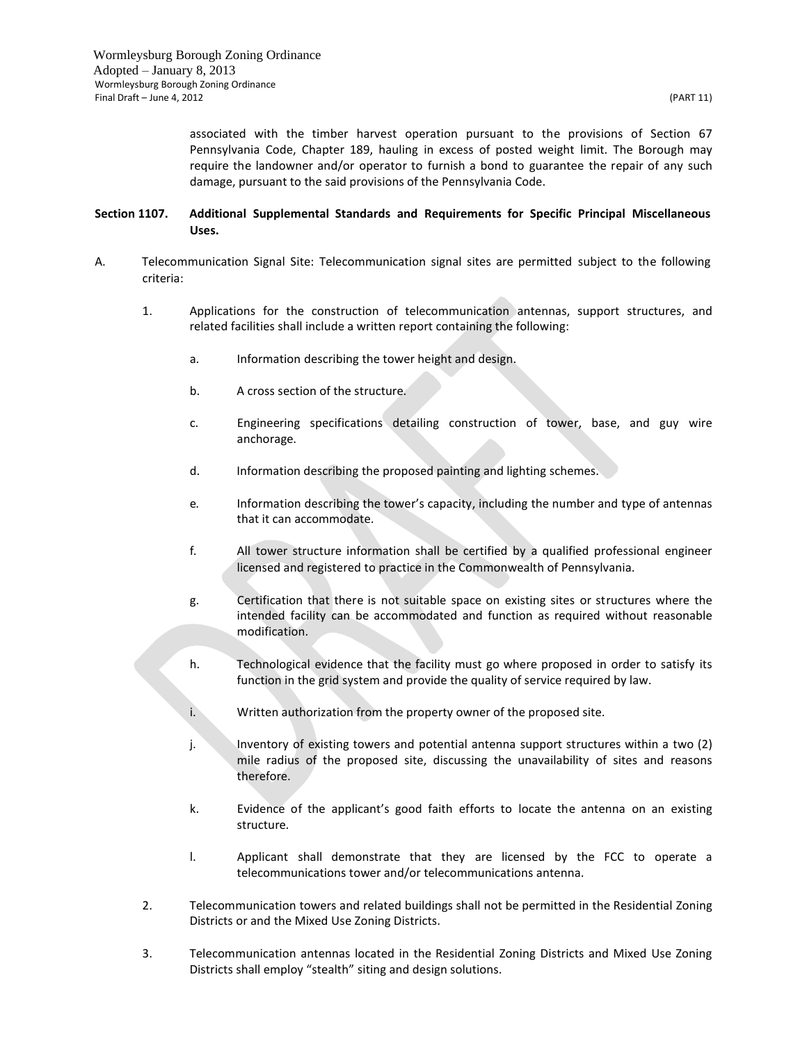associated with the timber harvest operation pursuant to the provisions of Section 67 Pennsylvania Code, Chapter 189, hauling in excess of posted weight limit. The Borough may require the landowner and/or operator to furnish a bond to guarantee the repair of any such damage, pursuant to the said provisions of the Pennsylvania Code.

**Section 1107. Additional Supplemental Standards and Requirements for Specific Principal Miscellaneous Uses.**

A. Telecommunication Signal Site: Telecommunication signal sites are permitted subject to the following criteria:

1. Applications for the construction of telecommunication antennas, support structures, and related facilities shall include a written report containing the following:

   a. Information describing the tower height and design.

   b. A cross section of the structure.

   c. Engineering specifications detailing construction of tower, base, and guy wire anchorage.

   d. Information describing the proposed painting and lighting schemes.

   e. Information describing the tower's capacity, including the number and type of antennas that it can accommodate.

   f. All tower structure information shall be certified by a qualified professional engineer licensed and registered to practice in the Commonwealth of Pennsylvania.

   g. Certification that there is not suitable space on existing sites or structures where the intended facility can be accommodated and function as required without reasonable modification.

   h. Technological evidence that the facility must go where proposed in order to satisfy its function in the grid system and provide the quality of service required by law.

   i. Written authorization from the property owner of the proposed site.

   j. Inventory of existing towers and potential antenna support structures within a two (2) mile radius of the proposed site, discussing the unavailability of sites and reasons therefore.

   k. Evidence of the applicant's good faith efforts to locate the antenna on an existing structure.

   l. Applicant shall demonstrate that they are licensed by the FCC to operate a telecommunications tower and/or telecommunications antenna.

2. Telecommunication towers and related buildings shall not be permitted in the Residential Zoning Districts or and the Mixed Use Zoning Districts.

3. Telecommunication antennas located in the Residential Zoning Districts and Mixed Use Zoning Districts shall employ "stealth" siting and design solutions.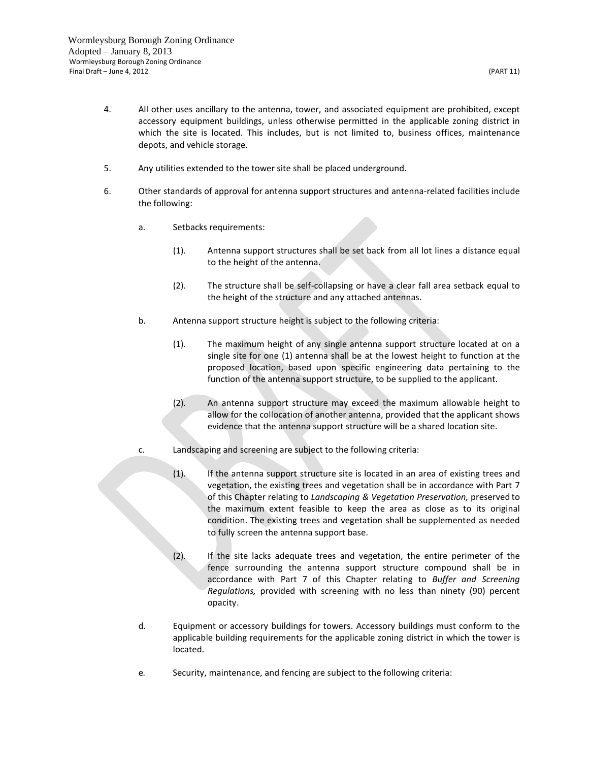4. All other uses ancillary to the antenna, tower, and associated equipment are prohibited, except accessory equipment buildings, unless otherwise permitted in the applicable zoning district in which the site is located. This includes, but is not limited to, business offices, maintenance depots, and vehicle storage.

5. Any utilities extended to the tower site shall be placed underground.

6. Other standards of approval for antenna support structures and antenna-related facilities include the following:

   a. Setbacks requirements:

      (1). Antenna support structures shall be set back from all lot lines a distance equal to the height of the antenna.

      (2). The structure shall be self-collapsing or have a clear fall area setback equal to the height of the structure and any attached antennas.

   b. Antenna support structure height is subject to the following criteria:

      (1). The maximum height of any single antenna support structure located at on a single site for one (1) antenna shall be at the lowest height to function at the proposed location, based upon specific engineering data pertaining to the function of the antenna support structure, to be supplied to the applicant.

      (2). An antenna support structure may exceed the maximum allowable height to allow for the collocation of another antenna, provided that the applicant shows evidence that the antenna support structure will be a shared location site.

   c. Landscaping and screening are subject to the following criteria:

      (1). If the antenna support structure site is located in an area of existing trees and vegetation, the existing trees and vegetation shall be in accordance with Part 7 of this Chapter relating to *Landscaping & Vegetation Preservation,* preserved to the maximum extent feasible to keep the area as close as to its original condition. The existing trees and vegetation shall be supplemented as needed to fully screen the antenna support base.

      (2). If the site lacks adequate trees and vegetation, the entire perimeter of the fence surrounding the antenna support structure compound shall be in accordance with Part 7 of this Chapter relating to *Buffer and Screening Regulations,* provided with screening with no less than ninety (90) percent opacity.

   d. Equipment or accessory buildings for towers. Accessory buildings must conform to the applicable building requirements for the applicable zoning district in which the tower is located.

   e. Security, maintenance, and fencing are subject to the following criteria: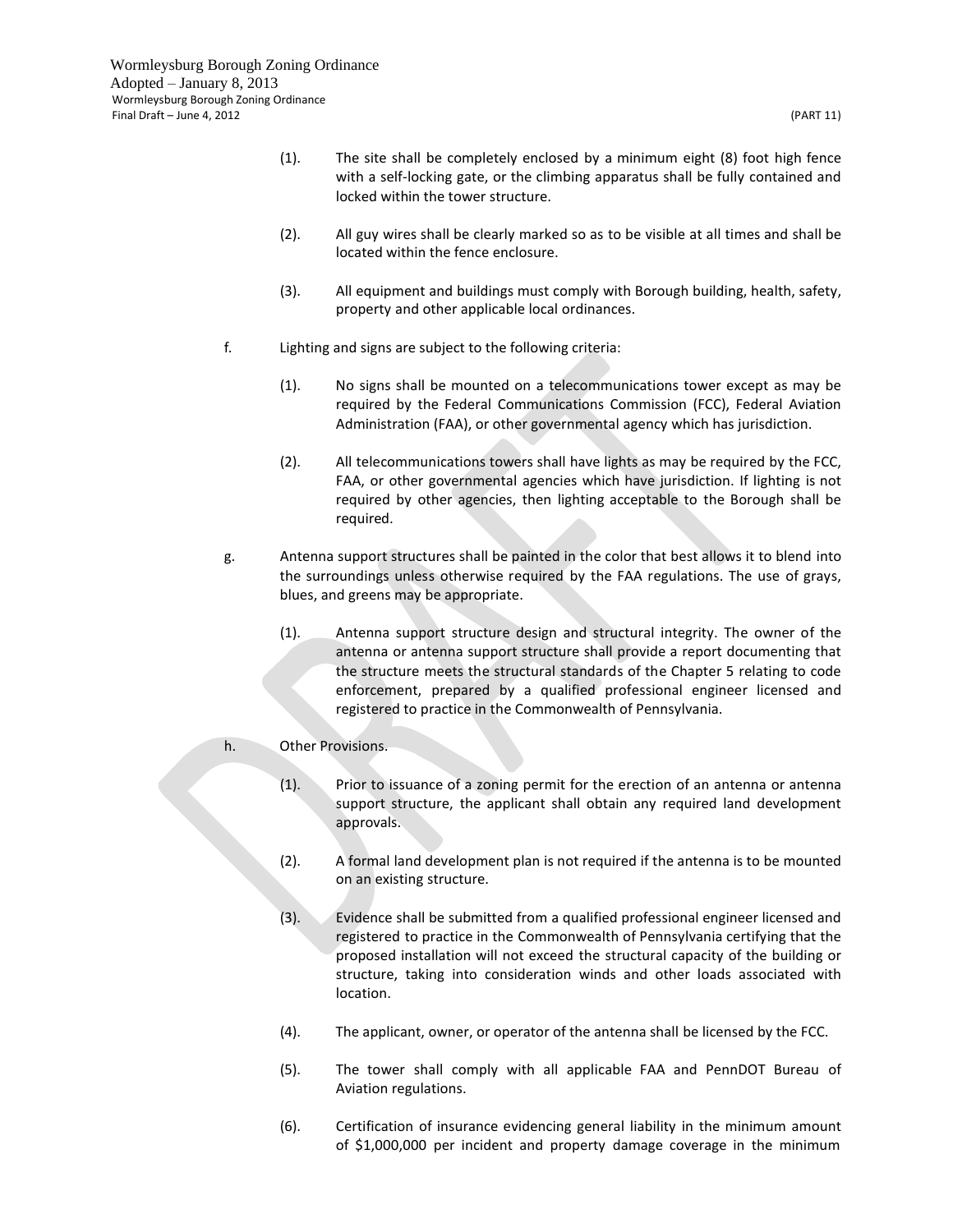(1). The site shall be completely enclosed by a minimum eight (8) foot high fence with a self-locking gate, or the climbing apparatus shall be fully contained and locked within the tower structure.

(2). All guy wires shall be clearly marked so as to be visible at all times and shall be located within the fence enclosure.

(3). All equipment and buildings must comply with Borough building, health, safety, property and other applicable local ordinances.

f. Lighting and signs are subject to the following criteria:

(1). No signs shall be mounted on a telecommunications tower except as may be required by the Federal Communications Commission (FCC), Federal Aviation Administration (FAA), or other governmental agency which has jurisdiction.

(2). All telecommunications towers shall have lights as may be required by the FCC, FAA, or other governmental agencies which have jurisdiction. If lighting is not required by other agencies, then lighting acceptable to the Borough shall be required.

g. Antenna support structures shall be painted in the color that best allows it to blend into the surroundings unless otherwise required by the FAA regulations. The use of grays, blues, and greens may be appropriate.

(1). Antenna support structure design and structural integrity. The owner of the antenna or antenna support structure shall provide a report documenting that the structure meets the structural standards of the Chapter 5 relating to code enforcement, prepared by a qualified professional engineer licensed and registered to practice in the Commonwealth of Pennsylvania.

h. Other Provisions.

(1). Prior to issuance of a zoning permit for the erection of an antenna or antenna support structure, the applicant shall obtain any required land development approvals.

(2). A formal land development plan is not required if the antenna is to be mounted on an existing structure.

(3). Evidence shall be submitted from a qualified professional engineer licensed and registered to practice in the Commonwealth of Pennsylvania certifying that the proposed installation will not exceed the structural capacity of the building or structure, taking into consideration winds and other loads associated with location.

(4). The applicant, owner, or operator of the antenna shall be licensed by the FCC.

(5). The tower shall comply with all applicable FAA and PennDOT Bureau of Aviation regulations.

(6). Certification of insurance evidencing general liability in the minimum amount of $1,000,000 per incident and property damage coverage in the minimum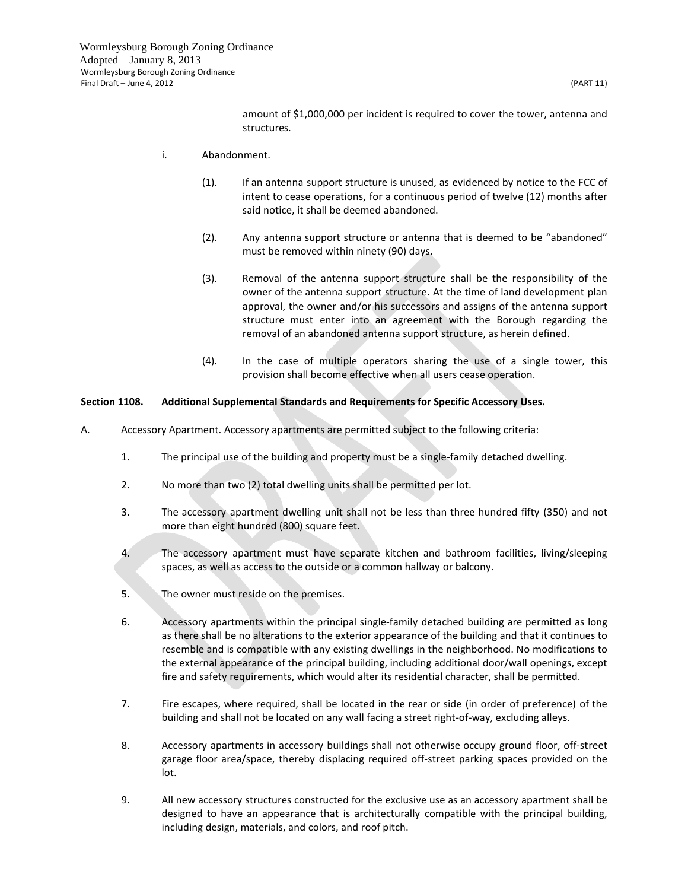amount of $1,000,000 per incident is required to cover the tower, antenna and structures.

i. Abandonment.

(1). If an antenna support structure is unused, as evidenced by notice to the FCC of intent to cease operations, for a continuous period of twelve (12) months after said notice, it shall be deemed abandoned.

(2). Any antenna support structure or antenna that is deemed to be "abandoned" must be removed within ninety (90) days.

(3). Removal of the antenna support structure shall be the responsibility of the owner of the antenna support structure. At the time of land development plan approval, the owner and/or his successors and assigns of the antenna support structure must enter into an agreement with the Borough regarding the removal of an abandoned antenna support structure, as herein defined.

(4). In the case of multiple operators sharing the use of a single tower, this provision shall become effective when all users cease operation.

**Section 1108. Additional Supplemental Standards and Requirements for Specific Accessory Uses.**

A. Accessory Apartment. Accessory apartments are permitted subject to the following criteria:

1. The principal use of the building and property must be a single-family detached dwelling.

2. No more than two (2) total dwelling units shall be permitted per lot.

3. The accessory apartment dwelling unit shall not be less than three hundred fifty (350) and not more than eight hundred (800) square feet.

4. The accessory apartment must have separate kitchen and bathroom facilities, living/sleeping spaces, as well as access to the outside or a common hallway or balcony.

5. The owner must reside on the premises.

6. Accessory apartments within the principal single-family detached building are permitted as long as there shall be no alterations to the exterior appearance of the building and that it continues to resemble and is compatible with any existing dwellings in the neighborhood. No modifications to the external appearance of the principal building, including additional door/wall openings, except fire and safety requirements, which would alter its residential character, shall be permitted.

7. Fire escapes, where required, shall be located in the rear or side (in order of preference) of the building and shall not be located on any wall facing a street right-of-way, excluding alleys.

8. Accessory apartments in accessory buildings shall not otherwise occupy ground floor, off-street garage floor area/space, thereby displacing required off-street parking spaces provided on the lot.

9. All new accessory structures constructed for the exclusive use as an accessory apartment shall be designed to have an appearance that is architecturally compatible with the principal building, including design, materials, and colors, and roof pitch.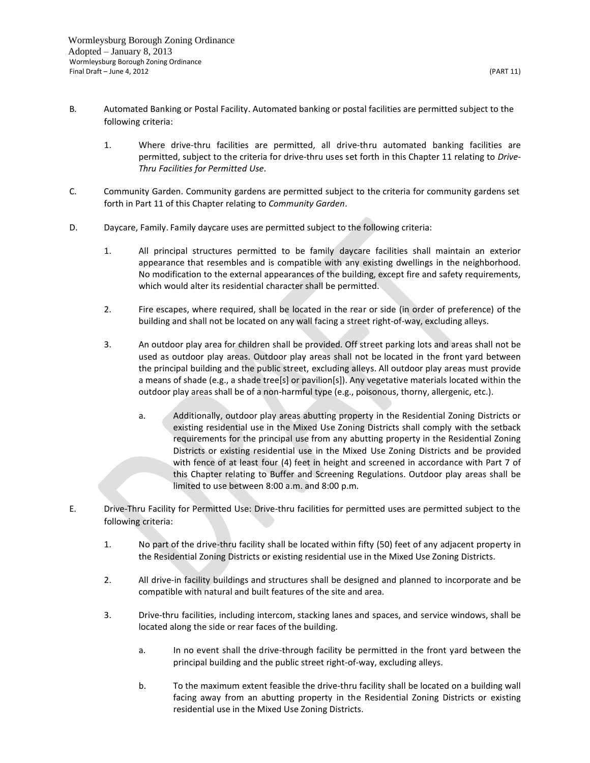B. Automated Banking or Postal Facility. Automated banking or postal facilities are permitted subject to the following criteria:

1. Where drive-thru facilities are permitted, all drive-thru automated banking facilities are permitted, subject to the criteria for drive-thru uses set forth in this Chapter 11 relating to *Drive-Thru Facilities for Permitted Use*.

C. Community Garden. Community gardens are permitted subject to the criteria for community gardens set forth in Part 11 of this Chapter relating to *Community Garden*.

D. Daycare, Family. Family daycare uses are permitted subject to the following criteria:

1. All principal structures permitted to be family daycare facilities shall maintain an exterior appearance that resembles and is compatible with any existing dwellings in the neighborhood. No modification to the external appearances of the building, except fire and safety requirements, which would alter its residential character shall be permitted.

2. Fire escapes, where required, shall be located in the rear or side (in order of preference) of the building and shall not be located on any wall facing a street right-of-way, excluding alleys.

3. An outdoor play area for children shall be provided. Off street parking lots and areas shall not be used as outdoor play areas. Outdoor play areas shall not be located in the front yard between the principal building and the public street, excluding alleys. All outdoor play areas must provide a means of shade (e.g., a shade tree[s] or pavilion[s]). Any vegetative materials located within the outdoor play areas shall be of a non-harmful type (e.g., poisonous, thorny, allergenic, etc.).

   a. Additionally, outdoor play areas abutting property in the Residential Zoning Districts or existing residential use in the Mixed Use Zoning Districts shall comply with the setback requirements for the principal use from any abutting property in the Residential Zoning Districts or existing residential use in the Mixed Use Zoning Districts and be provided with fence of at least four (4) feet in height and screened in accordance with Part 7 of this Chapter relating to Buffer and Screening Regulations. Outdoor play areas shall be limited to use between 8:00 a.m. and 8:00 p.m.

E. Drive-Thru Facility for Permitted Use: Drive-thru facilities for permitted uses are permitted subject to the following criteria:

1. No part of the drive-thru facility shall be located within fifty (50) feet of any adjacent property in the Residential Zoning Districts or existing residential use in the Mixed Use Zoning Districts.

2. All drive-in facility buildings and structures shall be designed and planned to incorporate and be compatible with natural and built features of the site and area.

3. Drive-thru facilities, including intercom, stacking lanes and spaces, and service windows, shall be located along the side or rear faces of the building.

   a. In no event shall the drive-through facility be permitted in the front yard between the principal building and the public street right-of-way, excluding alleys.

   b. To the maximum extent feasible the drive-thru facility shall be located on a building wall facing away from an abutting property in the Residential Zoning Districts or existing residential use in the Mixed Use Zoning Districts.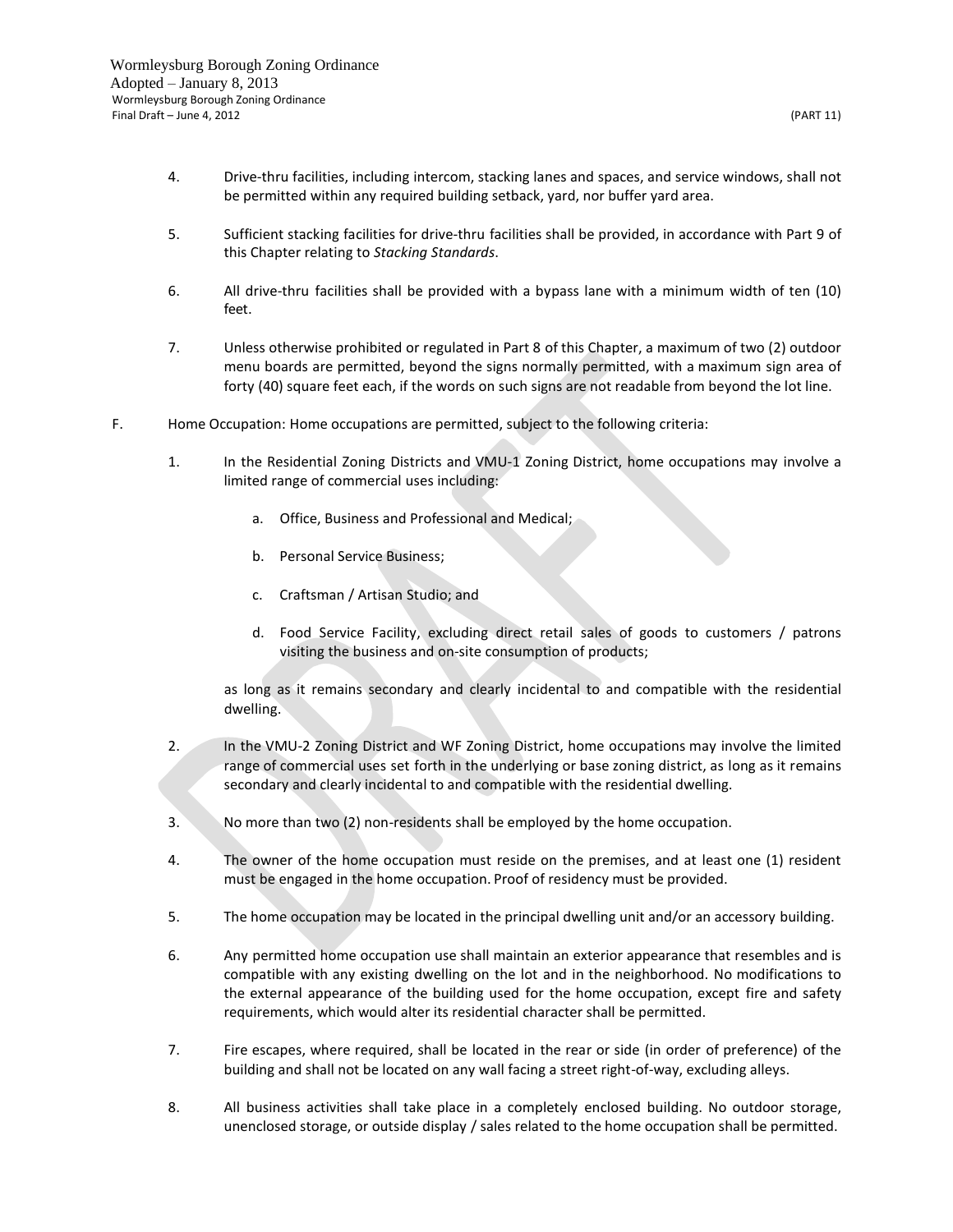4. Drive-thru facilities, including intercom, stacking lanes and spaces, and service windows, shall not be permitted within any required building setback, yard, nor buffer yard area.

5. Sufficient stacking facilities for drive-thru facilities shall be provided, in accordance with Part 9 of this Chapter relating to *Stacking Standards*.

6. All drive-thru facilities shall be provided with a bypass lane with a minimum width of ten (10) feet.

7. Unless otherwise prohibited or regulated in Part 8 of this Chapter, a maximum of two (2) outdoor menu boards are permitted, beyond the signs normally permitted, with a maximum sign area of forty (40) square feet each, if the words on such signs are not readable from beyond the lot line.

F. Home Occupation: Home occupations are permitted, subject to the following criteria:

1. In the Residential Zoning Districts and VMU-1 Zoning District, home occupations may involve a limited range of commercial uses including:

   a. Office, Business and Professional and Medical;

   b. Personal Service Business;

   c. Craftsman / Artisan Studio; and

   d. Food Service Facility, excluding direct retail sales of goods to customers / patrons visiting the business and on-site consumption of products;

   as long as it remains secondary and clearly incidental to and compatible with the residential dwelling.

2. In the VMU-2 Zoning District and WF Zoning District, home occupations may involve the limited range of commercial uses set forth in the underlying or base zoning district, as long as it remains secondary and clearly incidental to and compatible with the residential dwelling.

3. No more than two (2) non-residents shall be employed by the home occupation.

4. The owner of the home occupation must reside on the premises, and at least one (1) resident must be engaged in the home occupation. Proof of residency must be provided.

5. The home occupation may be located in the principal dwelling unit and/or an accessory building.

6. Any permitted home occupation use shall maintain an exterior appearance that resembles and is compatible with any existing dwelling on the lot and in the neighborhood. No modifications to the external appearance of the building used for the home occupation, except fire and safety requirements, which would alter its residential character shall be permitted.

7. Fire escapes, where required, shall be located in the rear or side (in order of preference) of the building and shall not be located on any wall facing a street right-of-way, excluding alleys.

8. All business activities shall take place in a completely enclosed building. No outdoor storage, unenclosed storage, or outside display / sales related to the home occupation shall be permitted.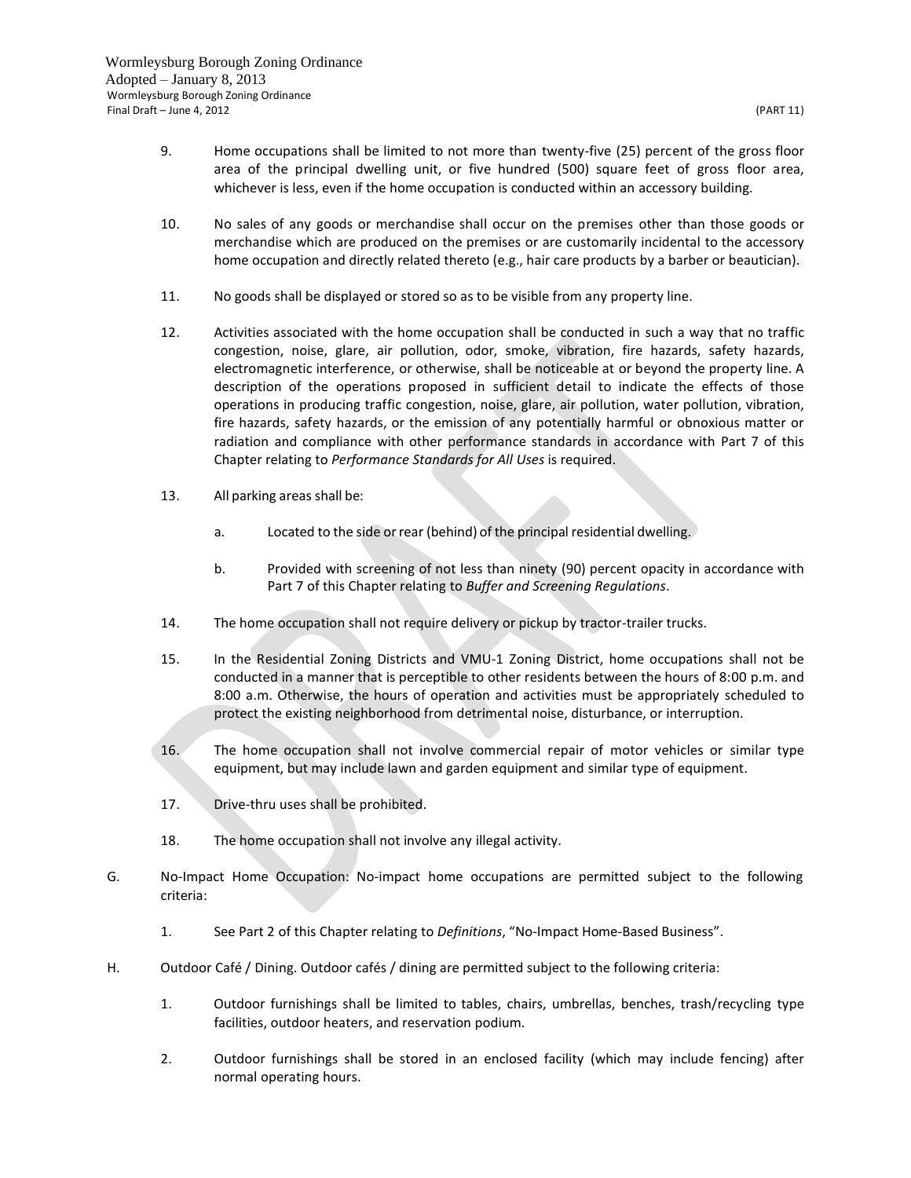9. Home occupations shall be limited to not more than twenty-five (25) percent of the gross floor area of the principal dwelling unit, or five hundred (500) square feet of gross floor area, whichever is less, even if the home occupation is conducted within an accessory building.

10. No sales of any goods or merchandise shall occur on the premises other than those goods or merchandise which are produced on the premises or are customarily incidental to the accessory home occupation and directly related thereto (e.g., hair care products by a barber or beautician).

11. No goods shall be displayed or stored so as to be visible from any property line.

12. Activities associated with the home occupation shall be conducted in such a way that no traffic congestion, noise, glare, air pollution, odor, smoke, vibration, fire hazards, safety hazards, electromagnetic interference, or otherwise, shall be noticeable at or beyond the property line. A description of the operations proposed in sufficient detail to indicate the effects of those operations in producing traffic congestion, noise, glare, air pollution, water pollution, vibration, fire hazards, safety hazards, or the emission of any potentially harmful or obnoxious matter or radiation and compliance with other performance standards in accordance with Part 7 of this Chapter relating to *Performance Standards for All Uses* is required.

13. All parking areas shall be:

    a. Located to the side or rear (behind) of the principal residential dwelling.

    b. Provided with screening of not less than ninety (90) percent opacity in accordance with Part 7 of this Chapter relating to *Buffer and Screening Regulations*.

14. The home occupation shall not require delivery or pickup by tractor-trailer trucks.

15. In the Residential Zoning Districts and VMU-1 Zoning District, home occupations shall not be conducted in a manner that is perceptible to other residents between the hours of 8:00 p.m. and 8:00 a.m. Otherwise, the hours of operation and activities must be appropriately scheduled to protect the existing neighborhood from detrimental noise, disturbance, or interruption.

16. The home occupation shall not involve commercial repair of motor vehicles or similar type equipment, but may include lawn and garden equipment and similar type of equipment.

17. Drive-thru uses shall be prohibited.

18. The home occupation shall not involve any illegal activity.

G. No-Impact Home Occupation: No-impact home occupations are permitted subject to the following criteria:

    1. See Part 2 of this Chapter relating to *Definitions*, "No-Impact Home-Based Business".

H. Outdoor Café / Dining. Outdoor cafés / dining are permitted subject to the following criteria:

    1. Outdoor furnishings shall be limited to tables, chairs, umbrellas, benches, trash/recycling type facilities, outdoor heaters, and reservation podium.

    2. Outdoor furnishings shall be stored in an enclosed facility (which may include fencing) after normal operating hours.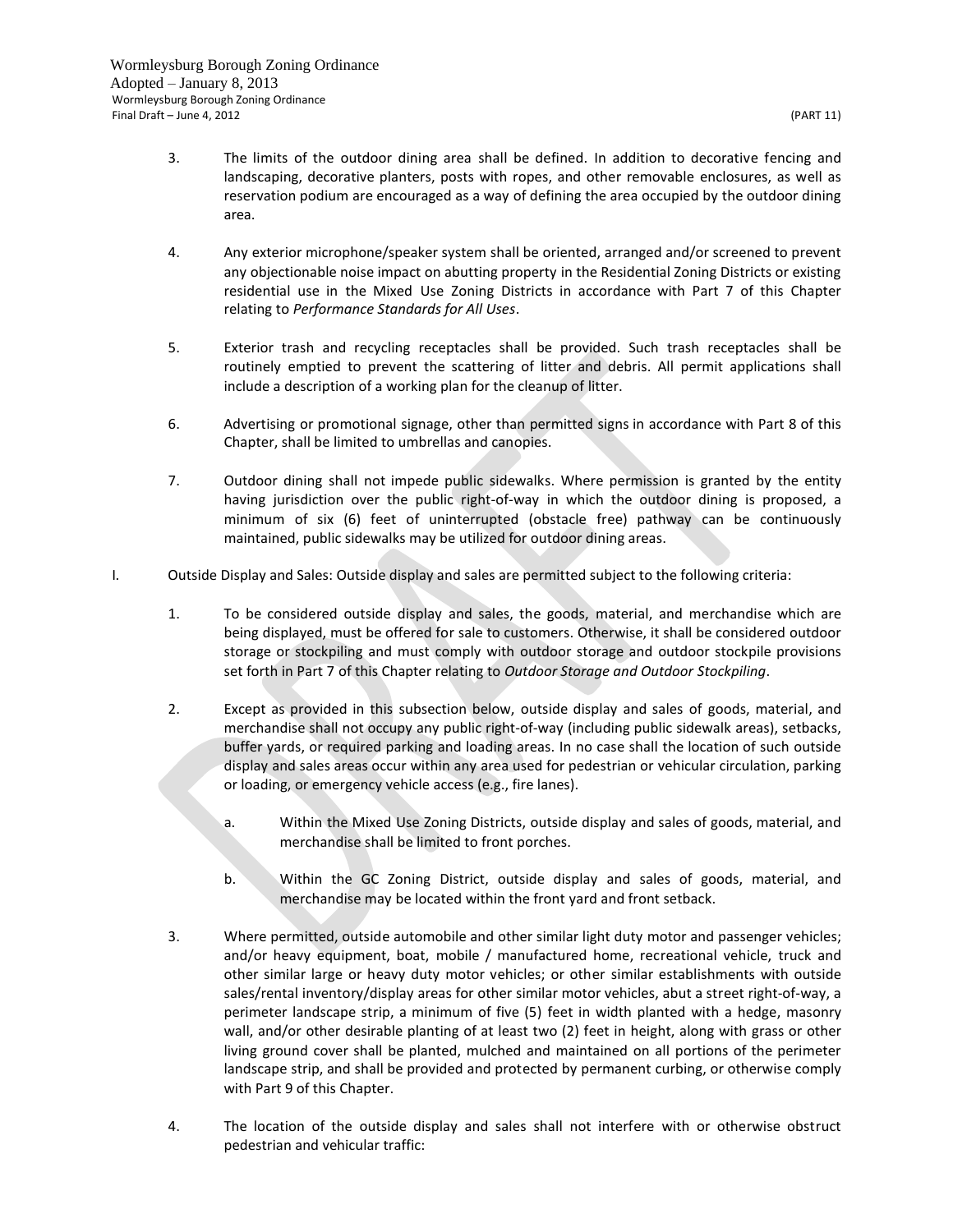3. The limits of the outdoor dining area shall be defined. In addition to decorative fencing and landscaping, decorative planters, posts with ropes, and other removable enclosures, as well as reservation podium are encouraged as a way of defining the area occupied by the outdoor dining area.

4. Any exterior microphone/speaker system shall be oriented, arranged and/or screened to prevent any objectionable noise impact on abutting property in the Residential Zoning Districts or existing residential use in the Mixed Use Zoning Districts in accordance with Part 7 of this Chapter relating to *Performance Standards for All Uses*.

5. Exterior trash and recycling receptacles shall be provided. Such trash receptacles shall be routinely emptied to prevent the scattering of litter and debris. All permit applications shall include a description of a working plan for the cleanup of litter.

6. Advertising or promotional signage, other than permitted signs in accordance with Part 8 of this Chapter, shall be limited to umbrellas and canopies.

7. Outdoor dining shall not impede public sidewalks. Where permission is granted by the entity having jurisdiction over the public right-of-way in which the outdoor dining is proposed, a minimum of six (6) feet of uninterrupted (obstacle free) pathway can be continuously maintained, public sidewalks may be utilized for outdoor dining areas.

I. Outside Display and Sales: Outside display and sales are permitted subject to the following criteria:

1. To be considered outside display and sales, the goods, material, and merchandise which are being displayed, must be offered for sale to customers. Otherwise, it shall be considered outdoor storage or stockpiling and must comply with outdoor storage and outdoor stockpile provisions set forth in Part 7 of this Chapter relating to *Outdoor Storage and Outdoor Stockpiling*.

2. Except as provided in this subsection below, outside display and sales of goods, material, and merchandise shall not occupy any public right-of-way (including public sidewalk areas), setbacks, buffer yards, or required parking and loading areas. In no case shall the location of such outside display and sales areas occur within any area used for pedestrian or vehicular circulation, parking or loading, or emergency vehicle access (e.g., fire lanes).

   a. Within the Mixed Use Zoning Districts, outside display and sales of goods, material, and merchandise shall be limited to front porches.

   b. Within the GC Zoning District, outside display and sales of goods, material, and merchandise may be located within the front yard and front setback.

3. Where permitted, outside automobile and other similar light duty motor and passenger vehicles; and/or heavy equipment, boat, mobile / manufactured home, recreational vehicle, truck and other similar large or heavy duty motor vehicles; or other similar establishments with outside sales/rental inventory/display areas for other similar motor vehicles, abut a street right-of-way, a perimeter landscape strip, a minimum of five (5) feet in width planted with a hedge, masonry wall, and/or other desirable planting of at least two (2) feet in height, along with grass or other living ground cover shall be planted, mulched and maintained on all portions of the perimeter landscape strip, and shall be provided and protected by permanent curbing, or otherwise comply with Part 9 of this Chapter.

4. The location of the outside display and sales shall not interfere with or otherwise obstruct pedestrian and vehicular traffic: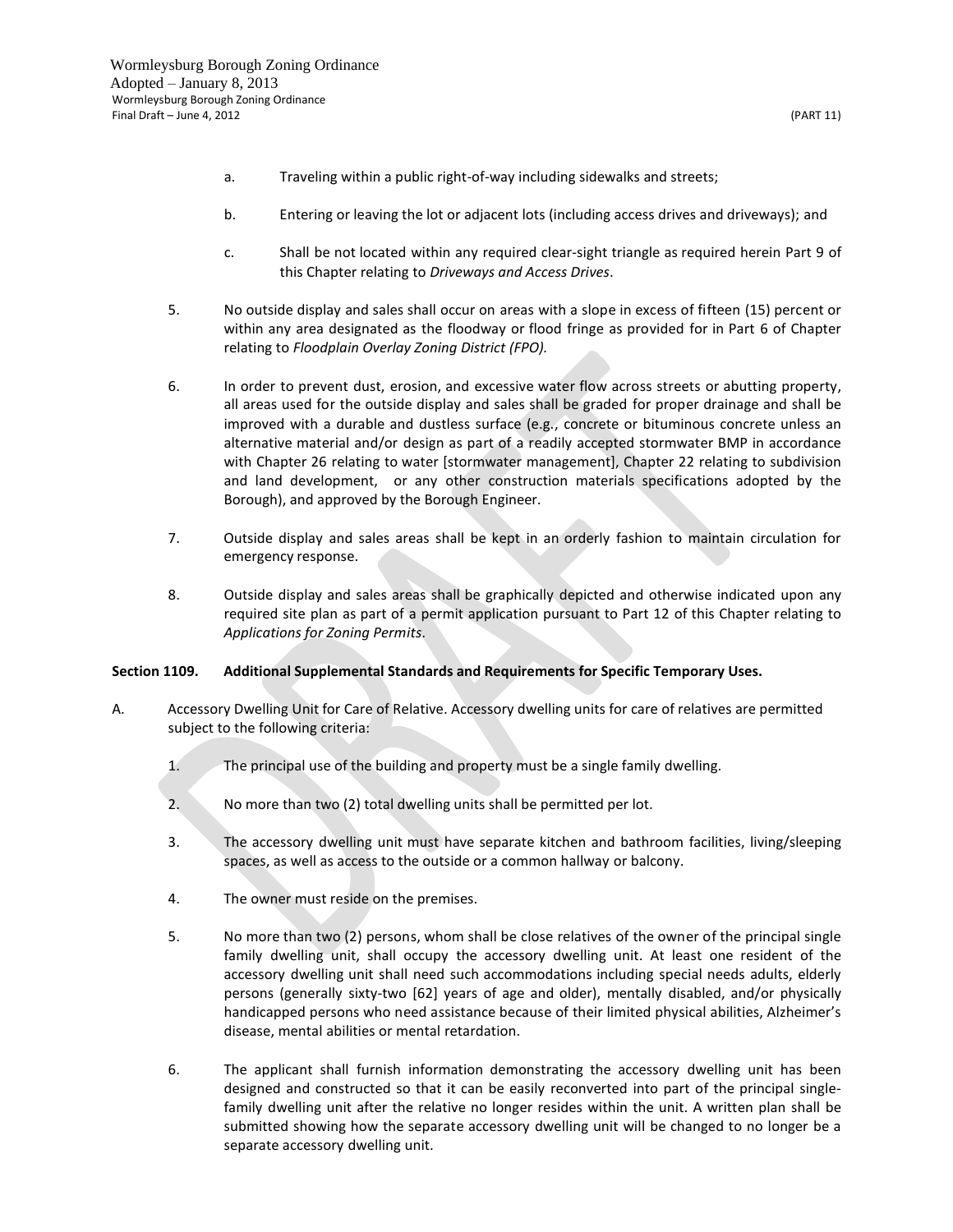a. Traveling within a public right-of-way including sidewalks and streets;

b. Entering or leaving the lot or adjacent lots (including access drives and driveways); and

c. Shall be not located within any required clear-sight triangle as required herein Part 9 of this Chapter relating to *Driveways and Access Drives*.

5. No outside display and sales shall occur on areas with a slope in excess of fifteen (15) percent or within any area designated as the floodway or flood fringe as provided for in Part 6 of Chapter relating to *Floodplain Overlay Zoning District (FPO).*

6. In order to prevent dust, erosion, and excessive water flow across streets or abutting property, all areas used for the outside display and sales shall be graded for proper drainage and shall be improved with a durable and dustless surface (e.g., concrete or bituminous concrete unless an alternative material and/or design as part of a readily accepted stormwater BMP in accordance with Chapter 26 relating to water [stormwater management], Chapter 22 relating to subdivision and land development, or any other construction materials specifications adopted by the Borough), and approved by the Borough Engineer.

7. Outside display and sales areas shall be kept in an orderly fashion to maintain circulation for emergency response.

8. Outside display and sales areas shall be graphically depicted and otherwise indicated upon any required site plan as part of a permit application pursuant to Part 12 of this Chapter relating to *Applications for Zoning Permits*.

**Section 1109. Additional Supplemental Standards and Requirements for Specific Temporary Uses.**

A. Accessory Dwelling Unit for Care of Relative. Accessory dwelling units for care of relatives are permitted subject to the following criteria:

1. The principal use of the building and property must be a single family dwelling.

2. No more than two (2) total dwelling units shall be permitted per lot.

3. The accessory dwelling unit must have separate kitchen and bathroom facilities, living/sleeping spaces, as well as access to the outside or a common hallway or balcony.

4. The owner must reside on the premises.

5. No more than two (2) persons, whom shall be close relatives of the owner of the principal single family dwelling unit, shall occupy the accessory dwelling unit. At least one resident of the accessory dwelling unit shall need such accommodations including special needs adults, elderly persons (generally sixty-two [62] years of age and older), mentally disabled, and/or physically handicapped persons who need assistance because of their limited physical abilities, Alzheimer's disease, mental abilities or mental retardation.

6. The applicant shall furnish information demonstrating the accessory dwelling unit has been designed and constructed so that it can be easily reconverted into part of the principal single-family dwelling unit after the relative no longer resides within the unit. A written plan shall be submitted showing how the separate accessory dwelling unit will be changed to no longer be a separate accessory dwelling unit.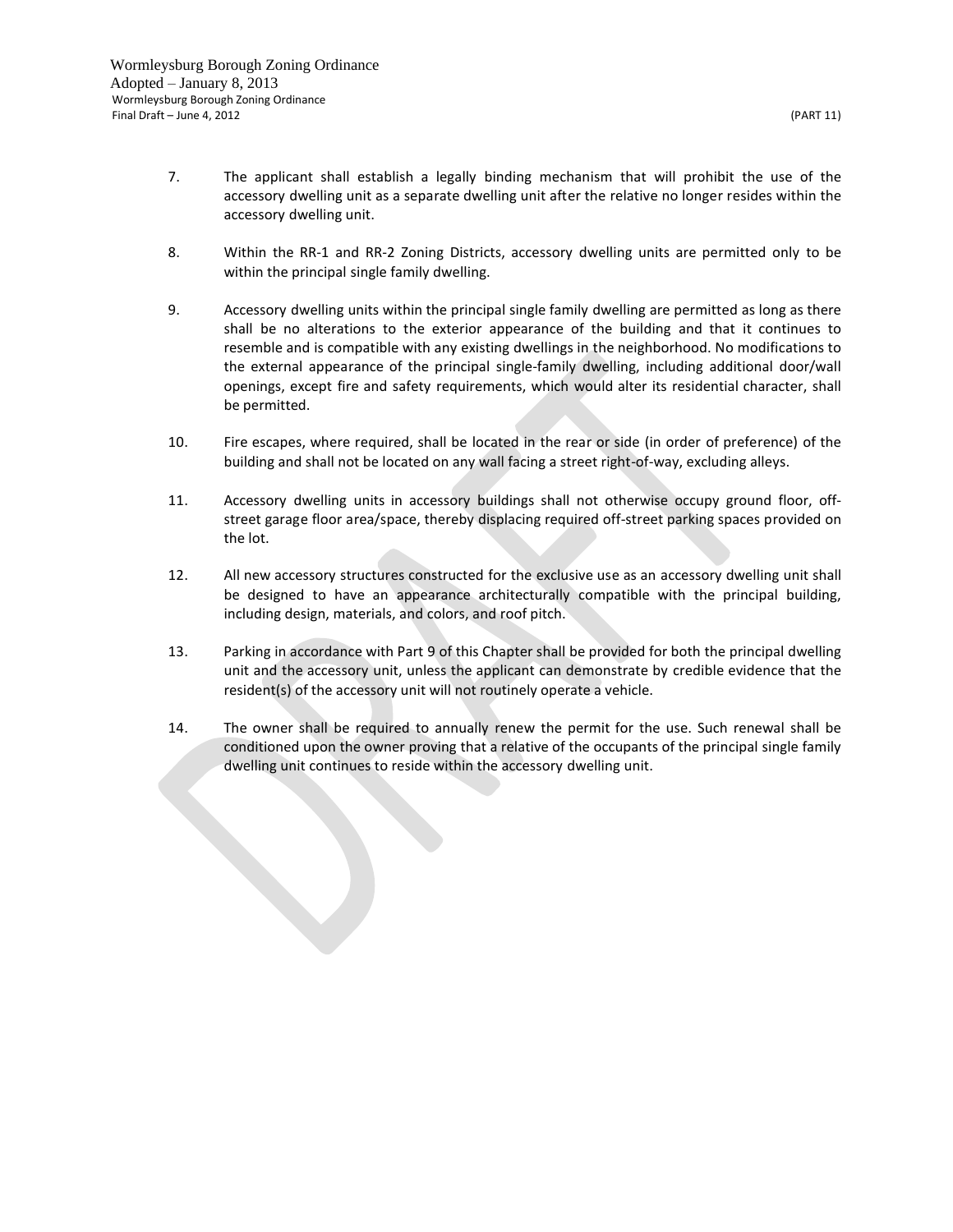7. The applicant shall establish a legally binding mechanism that will prohibit the use of the accessory dwelling unit as a separate dwelling unit after the relative no longer resides within the accessory dwelling unit.

8. Within the RR-1 and RR-2 Zoning Districts, accessory dwelling units are permitted only to be within the principal single family dwelling.

9. Accessory dwelling units within the principal single family dwelling are permitted as long as there shall be no alterations to the exterior appearance of the building and that it continues to resemble and is compatible with any existing dwellings in the neighborhood. No modifications to the external appearance of the principal single-family dwelling, including additional door/wall openings, except fire and safety requirements, which would alter its residential character, shall be permitted.

10. Fire escapes, where required, shall be located in the rear or side (in order of preference) of the building and shall not be located on any wall facing a street right-of-way, excluding alleys.

11. Accessory dwelling units in accessory buildings shall not otherwise occupy ground floor, off-street garage floor area/space, thereby displacing required off-street parking spaces provided on the lot.

12. All new accessory structures constructed for the exclusive use as an accessory dwelling unit shall be designed to have an appearance architecturally compatible with the principal building, including design, materials, and colors, and roof pitch.

13. Parking in accordance with Part 9 of this Chapter shall be provided for both the principal dwelling unit and the accessory unit, unless the applicant can demonstrate by credible evidence that the resident(s) of the accessory unit will not routinely operate a vehicle.

14. The owner shall be required to annually renew the permit for the use. Such renewal shall be conditioned upon the owner proving that a relative of the occupants of the principal single family dwelling unit continues to reside within the accessory dwelling unit.